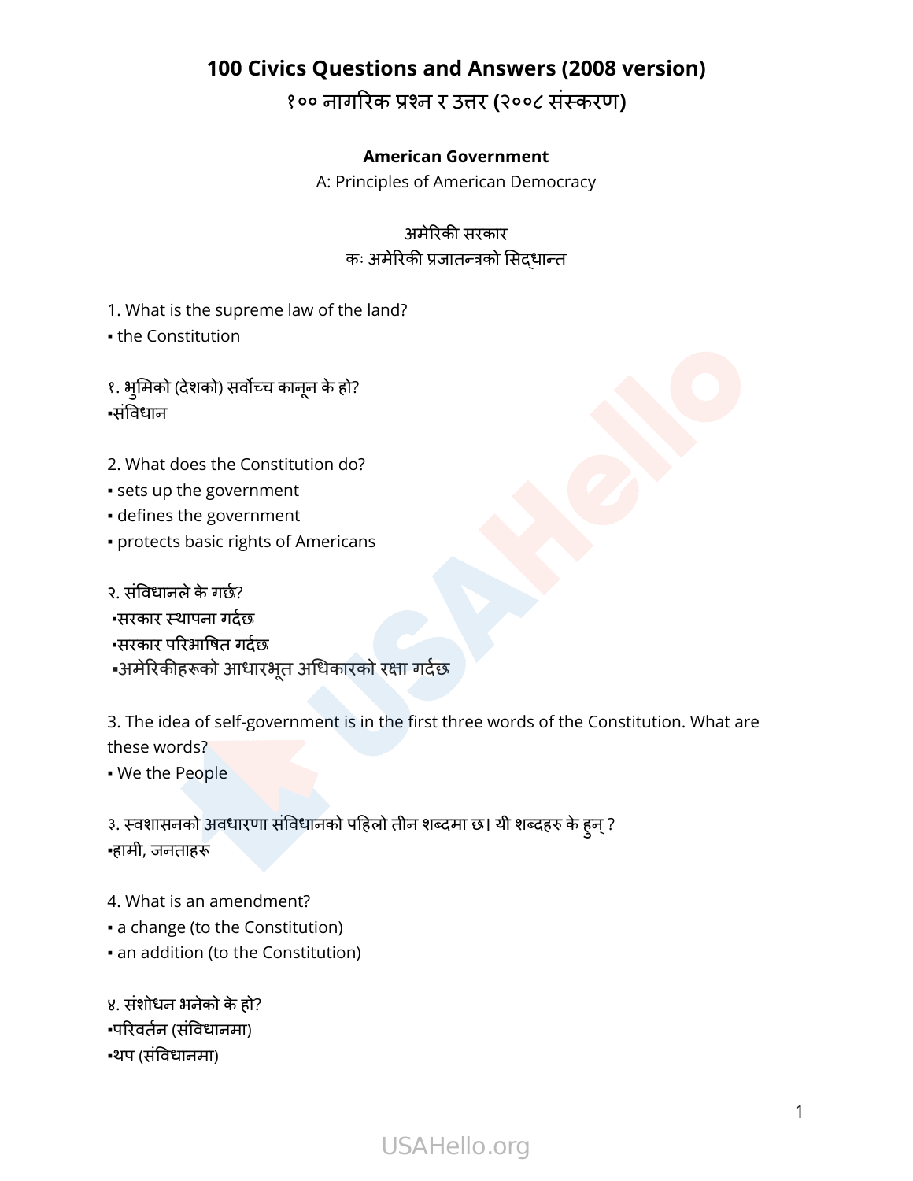# 100 Civics Questions and Answers (2008 version)

# १०० नागरिक प्रश्न र उत्तर (२००८ संस्करण)

## American Government

A: Principles of American Democracy

## अमेरिकी सरकार

कः अमेरिकी प्रजातन्त्रको सिद्धान्त

1. What is the supreme law of the land?
▪ the Constitution

१. भुमिको (देशको) सर्वोच्च कानून के हो?
▪संविधान

2. What does the Constitution do?
▪ sets up the government
▪ defines the government
▪ protects basic rights of Americans

२. संविधानले के गर्छ?
▪सरकार स्थापना गर्दछ
▪सरकार परिभाषित गर्दछ
▪अमेरिकीहरूको आधारभूत अधिकारको रक्षा गर्दछ

3. The idea of self-government is in the first three words of the Constitution. What are these words?
▪ We the People

३. स्वशासनको अवधारणा संविधानको पहिलो तीन शब्दमा छ। यी शब्दहरु के हुन् ?
▪हामी, जनताहरू

4. What is an amendment?
▪ a change (to the Constitution)
▪ an addition (to the Constitution)

४. संशोधन भनेको के हो?
▪परिवर्तन (संविधानमा)
▪थप (संविधानमा)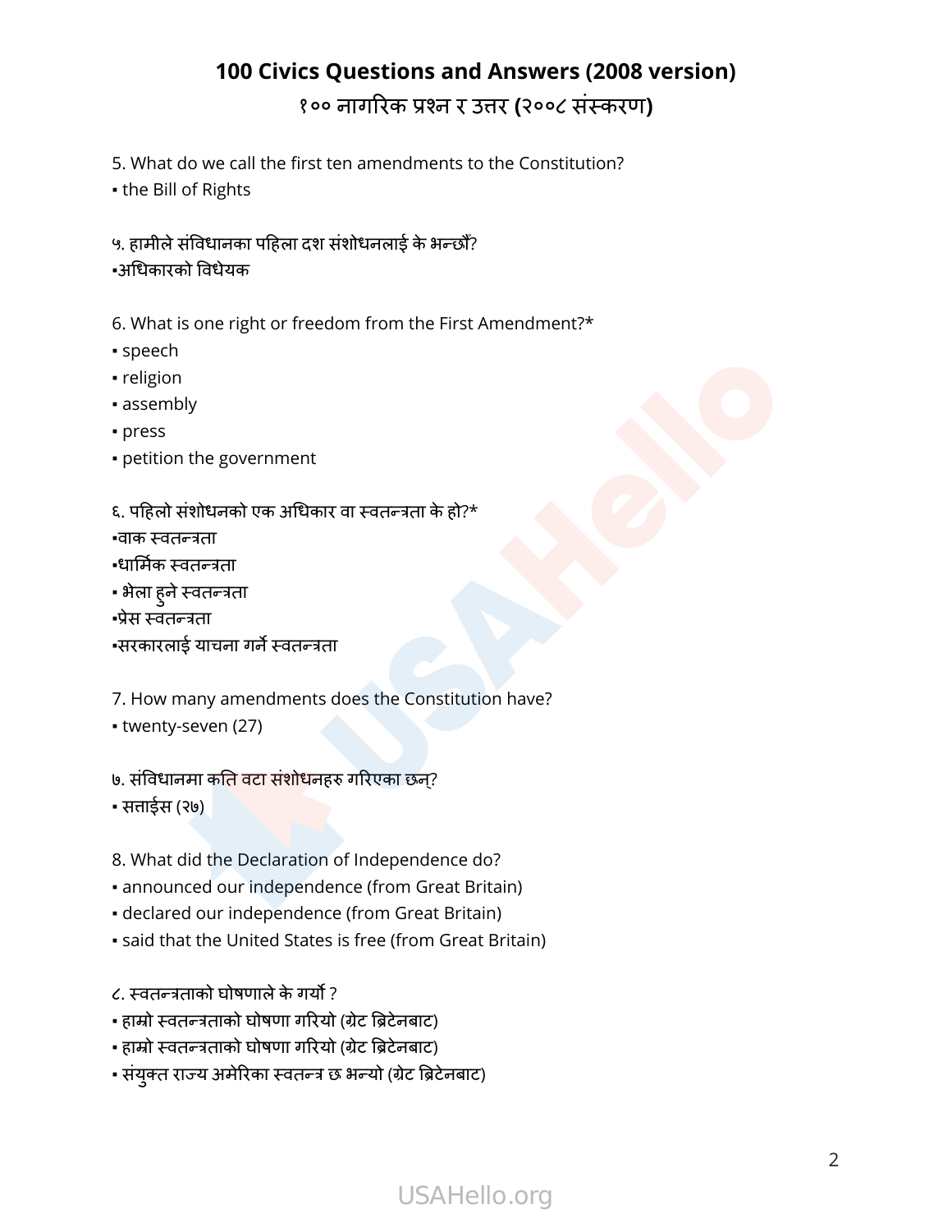# 100 Civics Questions and Answers (2008 version)

## १०० नागरिक प्रश्न र उत्तर (२००८ संस्करण)

5. What do we call the first ten amendments to the Constitution?
- the Bill of Rights

५. हामीले संविधानका पहिला दश संशोधनलाई के भन्छौँ?
- अधिकारको विधेयक

6. What is one right or freedom from the First Amendment?*
- speech
- religion
- assembly
- press
- petition the government

६. पहिलो संशोधनको एक अधिकार वा स्वतन्त्रता के हो?*
- वाक स्वतन्त्रता
- धार्मिक स्वतन्त्रता
- भेला हुने स्वतन्त्रता
- प्रेस स्वतन्त्रता
- सरकारलाई याचना गर्ने स्वतन्त्रता

7. How many amendments does the Constitution have?
- twenty-seven (27)

७. संविधानमा कति वटा संशोधनहरु गरिएका छन्?
- सत्ताईस (२७)

8. What did the Declaration of Independence do?
- announced our independence (from Great Britain)
- declared our independence (from Great Britain)
- said that the United States is free (from Great Britain)

८. स्वतन्त्रताको घोषणाले के गर्यो ?
- हाम्रो स्वतन्त्रताको घोषणा गरियो (ग्रेट ब्रिटेनबाट)
- हाम्रो स्वतन्त्रताको घोषणा गरियो (ग्रेट ब्रिटेनबाट)
- संयुक्त राज्य अमेरिका स्वतन्त्र छ भन्यो (ग्रेट ब्रिटेनबाट)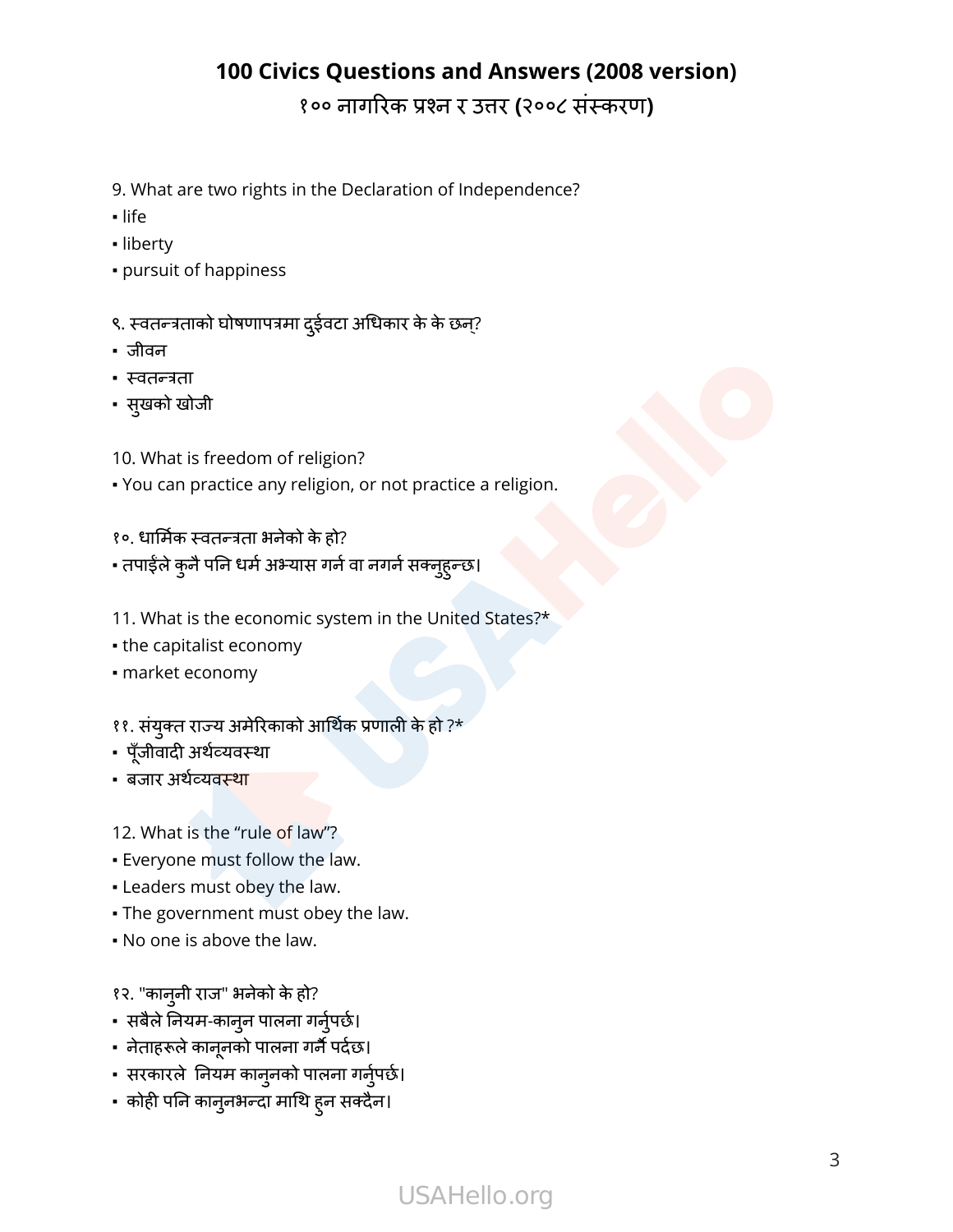# 100 Civics Questions and Answers (2008 version)

## १०० नागरिक प्रश्न र उत्तर (२००८ संस्करण)

9. What are two rights in the Declaration of Independence?
- life
- liberty
- pursuit of happiness

९. स्वतन्त्रताको घोषणापत्रमा दुईवटा अधिकार के के छन्?
- जीवन
- स्वतन्त्रता
- सुखको खोजी

10. What is freedom of religion?
- You can practice any religion, or not practice a religion.

१०. धार्मिक स्वतन्त्रता भनेको के हो?
- तपाईंले कुनै पनि धर्म अभ्यास गर्न वा नगर्न सक्नुहुन्छ।

11. What is the economic system in the United States?*
- the capitalist economy
- market economy

११. संयुक्त राज्य अमेरिकाको आर्थिक प्रणाली के हो ?*
- पूँजीवादी अर्थव्यवस्था
- बजार अर्थव्यवस्था

12. What is the "rule of law"?
- Everyone must follow the law.
- Leaders must obey the law.
- The government must obey the law.
- No one is above the law.

१२. "कानुनी राज" भनेको के हो?
- सबैले नियम-कानुन पालना गर्नुपर्छ।
- नेताहरूले कानूनको पालना गर्नै पर्दछ।
- सरकारले नियम कानुनको पालना गर्नुपर्छ।
- कोही पनि कानुनभन्दा माथि हुन सक्दैन।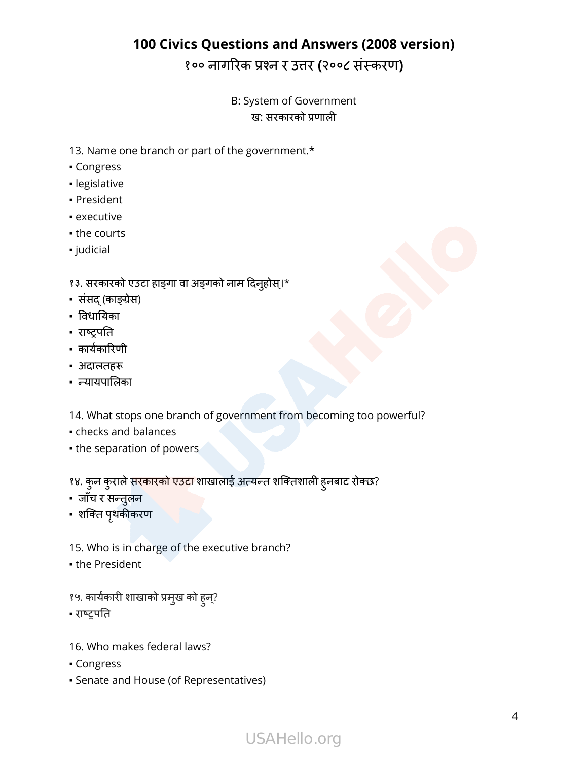# 100 Civics Questions and Answers (2008 version)

## १०० नागरिक प्रश्न र उत्तर (२००८ संस्करण)

B: System of Government
ख: सरकारको प्रणाली

13. Name one branch or part of the government.*
▪ Congress
▪ legislative
▪ President
▪ executive
▪ the courts
▪ judicial

१३. सरकारको एउटा हाङ्गा वा अङ्गको नाम दिनुहोस्।*
▪ संसद् (काङ्ग्रेस)
▪ विधायिका
▪ राष्ट्रपति
▪ कार्यकारिणी
▪ अदालतहरू
▪ न्यायपालिका

14. What stops one branch of government from becoming too powerful?
▪ checks and balances
▪ the separation of powers

१४. कुन कुराले सरकारको एउटा शाखालाई अत्यन्त शक्तिशाली हुनबाट रोक्छ?
▪ जाँच र सन्तुलन
▪ शक्ति पृथकीकरण

15. Who is in charge of the executive branch?
▪ the President

१५. कार्यकारी शाखाको प्रमुख को हुन्?
▪ राष्ट्रपति

16. Who makes federal laws?
▪ Congress
▪ Senate and House (of Representatives)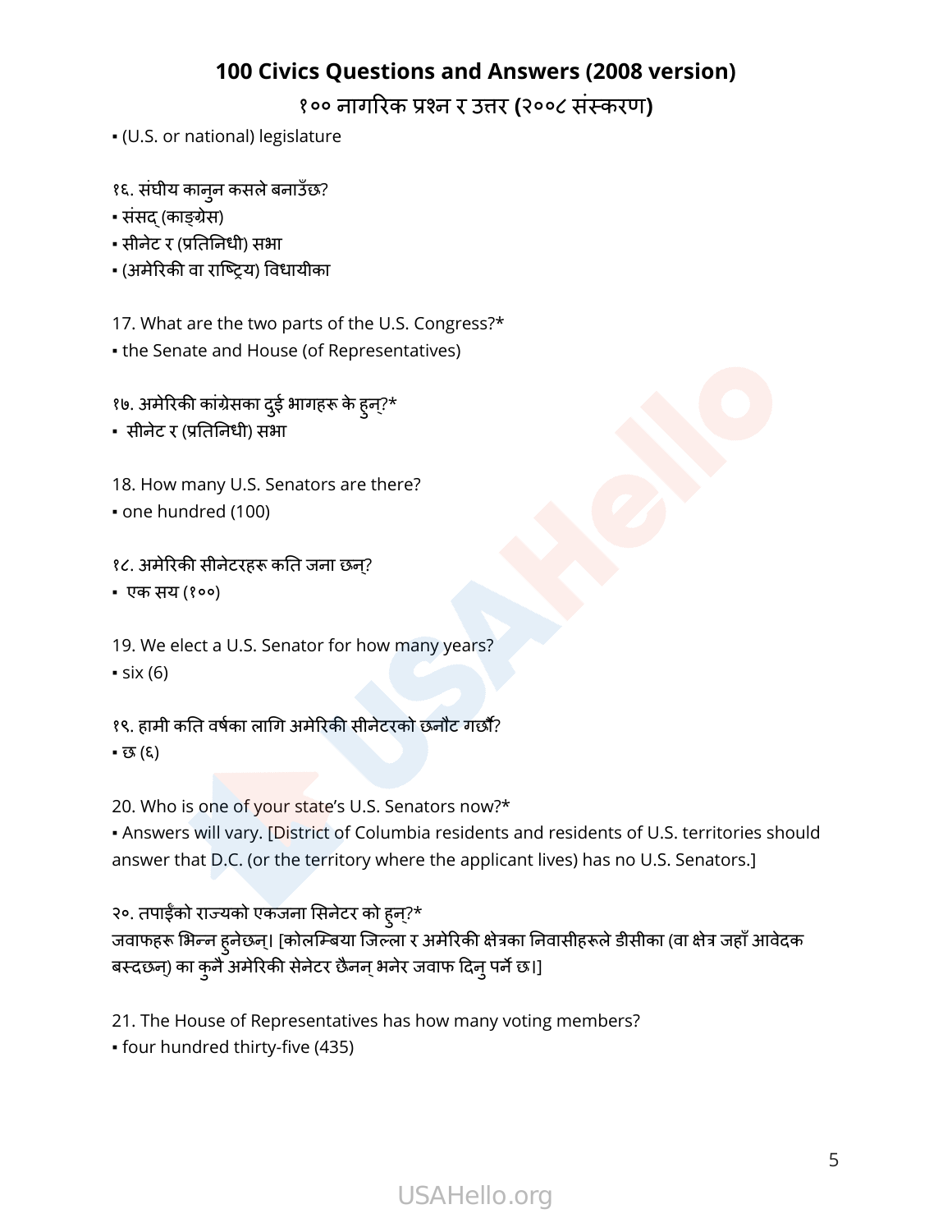## 100 Civics Questions and Answers (2008 version)

### १०० नागरिक प्रश्न र उत्तर (२००८ संस्करण)

▪ (U.S. or national) legislature

१६. संघीय कानुन कसले बनाउँछ?
▪ संसद् (काङ्ग्रेस)
▪ सीनेट र (प्रतिनिधी) सभा
▪ (अमेरिकी वा राष्ट्रिय) विधायीका

17. What are the two parts of the U.S. Congress?*
▪ the Senate and House (of Representatives)

१७. अमेरिकी कांग्रेसका दुई भागहरू के हुन्?*
▪ सीनेट र (प्रतिनिधी) सभा

18. How many U.S. Senators are there?
▪ one hundred (100)

१८. अमेरिकी सीनेटरहरू कति जना छन्?
▪ एक सय (१००)

19. We elect a U.S. Senator for how many years?
▪ six (6)

१९. हामी कति वर्षका लागि अमेरिकी सीनेटरको छनौट गर्छौं?
▪ छ (६)

20. Who is one of your state's U.S. Senators now?*
▪ Answers will vary. [District of Columbia residents and residents of U.S. territories should answer that D.C. (or the territory where the applicant lives) has no U.S. Senators.]

२०. तपाईंको राज्यको एकजना सिनेटर को हुन्?*
जवाफहरू भिन्न हुनेछन्। [कोलम्बिया जिल्ला र अमेरिकी क्षेत्रका निवासीहरूले डीसीका (वा क्षेत्र जहाँ आवेदक बस्दछन्) का कुनै अमेरिकी सेनेटर छैनन् भनेर जवाफ दिनु पर्ने छ।]

21. The House of Representatives has how many voting members?
▪ four hundred thirty-five (435)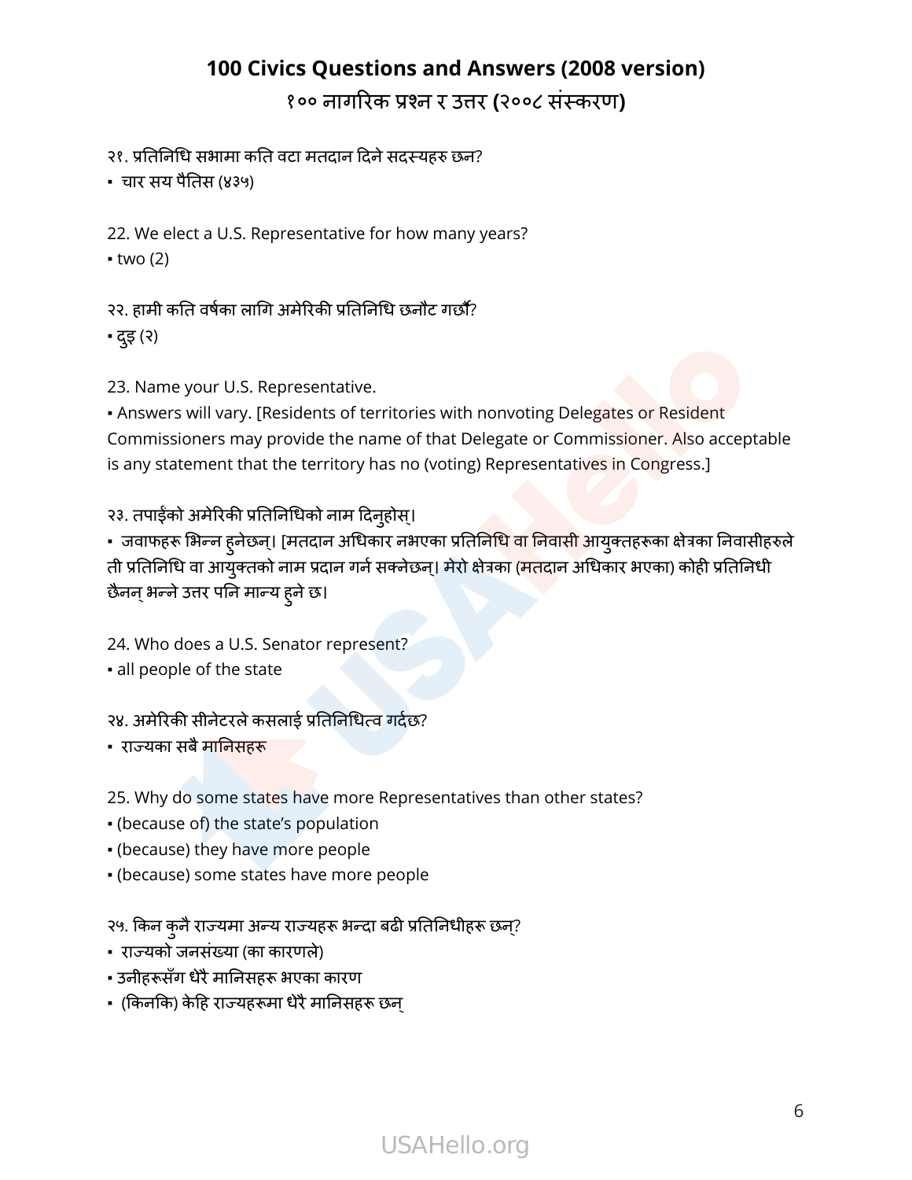# 100 Civics Questions and Answers (2008 version)

## १०० नागरिक प्रश्न र उत्तर (२००८ संस्करण)

२१. प्रतिनिधि सभामा कति वटा मतदान दिने सदस्यहरु छन?

- चार सय पैतिस (४३५)

22. We elect a U.S. Representative for how many years?

- two (2)

२२. हामी कति वर्षका लागि अमेरिकी प्रतिनिधि छनौट गर्छौं?

- दुइ (२)

23. Name your U.S. Representative.

- Answers will vary. [Residents of territories with nonvoting Delegates or Resident Commissioners may provide the name of that Delegate or Commissioner. Also acceptable is any statement that the territory has no (voting) Representatives in Congress.]

२३. तपाईंको अमेरिकी प्रतिनिधिको नाम दिनुहोस्।

- जवाफहरू भिन्न हुनेछन्। [मतदान अधिकार नभएका प्रतिनिधि वा निवासी आयुक्तहरूका क्षेत्रका निवासीहरुले ती प्रतिनिधि वा आयुक्तको नाम प्रदान गर्न सक्नेछन्। मेरो क्षेत्रका (मतदान अधिकार भएका) कोही प्रतिनिधी छैनन् भन्ने उत्तर पनि मान्य हुने छ।

24. Who does a U.S. Senator represent?

- all people of the state

२४. अमेरिकी सीनेटरले कसलाई प्रतिनिधित्व गर्दछ?

- राज्यका सबै मानिसहरू

25. Why do some states have more Representatives than other states?

- (because of) the state's population
- (because) they have more people
- (because) some states have more people

२५. किन कुनै राज्यमा अन्य राज्यहरू भन्दा बढी प्रतिनिधीहरू छन्?

- राज्यको जनसंख्या (का कारणले)
- उनीहरूसँग धेरै मानिसहरू भएका कारण
- (किनकि) केहि राज्यहरूमा धेरै मानिसहरू छन्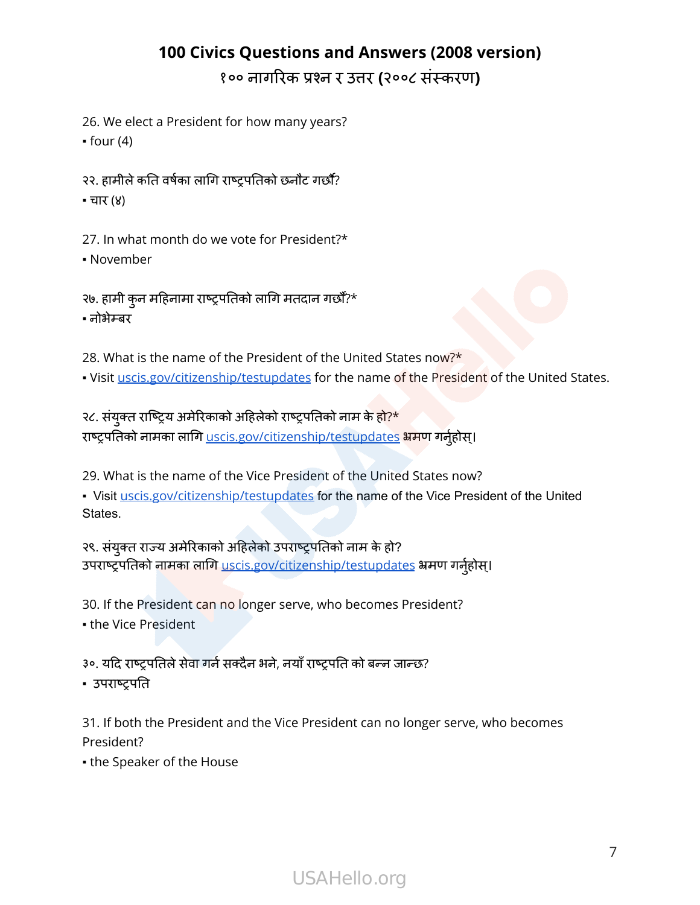# 100 Civics Questions and Answers (2008 version)

## १०० नागरिक प्रश्न र उत्तर (२००८ संस्करण)

26. We elect a President for how many years?
▪ four (4)

२२. हामीले कति वर्षका लागि राष्ट्रपतिको छनौट गर्छौं?
▪ चार (४)

27. In what month do we vote for President?*
▪ November

२७. हामी कुन महिनामा राष्ट्रपतिको लागि मतदान गर्छौं?*
▪ नोभेम्बर

28. What is the name of the President of the United States now?*
▪ Visit uscis.gov/citizenship/testupdates for the name of the President of the United States.

२८. संयुक्त राष्ट्रिय अमेरिकाको अहिलेको राष्ट्रपतिको नाम के हो?*
राष्ट्रपतिको नामका लागि uscis.gov/citizenship/testupdates भ्रमण गर्नुहोस्।

29. What is the name of the Vice President of the United States now?
▪ Visit uscis.gov/citizenship/testupdates for the name of the Vice President of the United States.

२९. संयुक्त राज्य अमेरिकाको अहिलेको उपराष्ट्रपतिको नाम के हो?
उपराष्ट्रपतिको नामका लागि uscis.gov/citizenship/testupdates भ्रमण गर्नुहोस्।

30. If the President can no longer serve, who becomes President?
▪ the Vice President

३०. यदि राष्ट्रपतिले सेवा गर्न सक्दैन भने, नयाँ राष्ट्रपति को बन्न जान्छ?
▪ उपराष्ट्रपति

31. If both the President and the Vice President can no longer serve, who becomes President?
▪ the Speaker of the House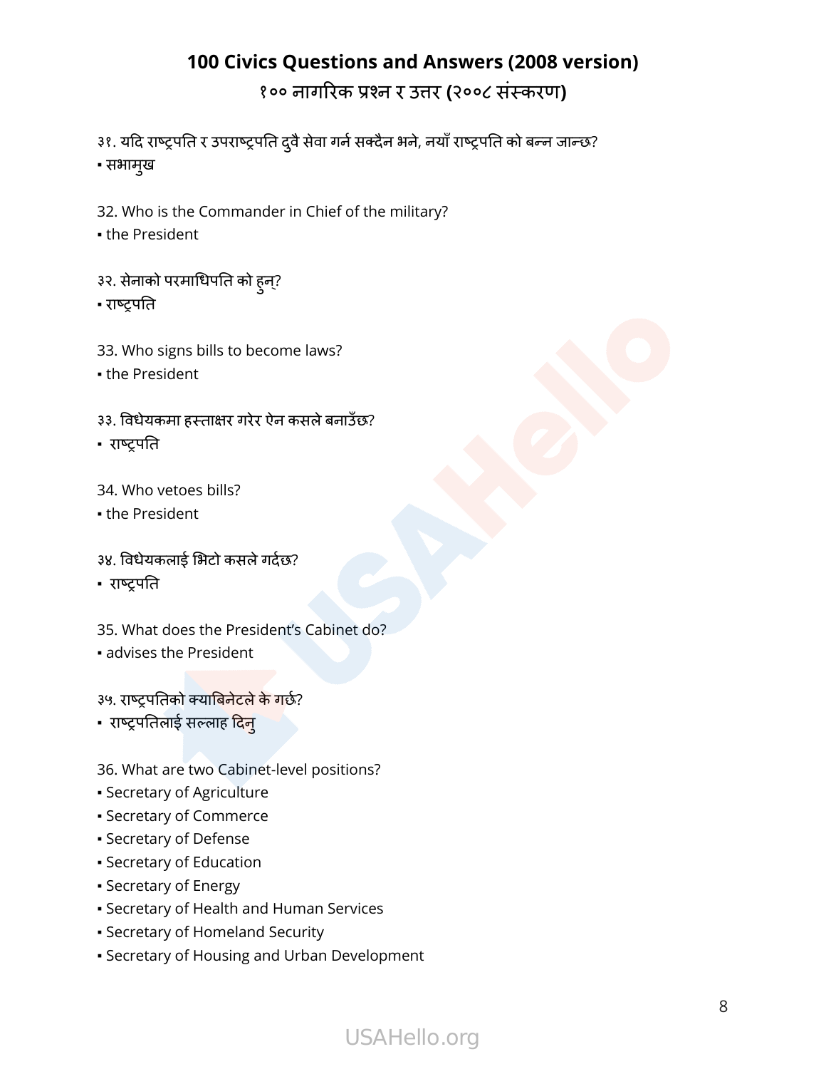# 100 Civics Questions and Answers (2008 version)

## १०० नागरिक प्रश्न र उत्तर (२००८ संस्करण)

३१. यदि राष्ट्रपति र उपराष्ट्रपति दुवै सेवा गर्न सक्दैन भने, नयाँ राष्ट्रपति को बन्न जान्छ?
▪ सभामुख

32. Who is the Commander in Chief of the military?
▪ the President

३२. सेनाको परमाधिपति को हुन्?
▪ राष्ट्रपति

33. Who signs bills to become laws?
▪ the President

३३. विधेयकमा हस्ताक्षर गरेर ऐन कसले बनाउँछ?
▪ राष्ट्रपति

34. Who vetoes bills?
▪ the President

३४. विधेयकलाई भिटो कसले गर्दछ?
▪ राष्ट्रपति

35. What does the President's Cabinet do?
▪ advises the President

३५. राष्ट्रपतिको क्याबिनेटले के गर्छ?
▪ राष्ट्रपतिलाई सल्लाह दिनु

36. What are two Cabinet-level positions?
▪ Secretary of Agriculture
▪ Secretary of Commerce
▪ Secretary of Defense
▪ Secretary of Education
▪ Secretary of Energy
▪ Secretary of Health and Human Services
▪ Secretary of Homeland Security
▪ Secretary of Housing and Urban Development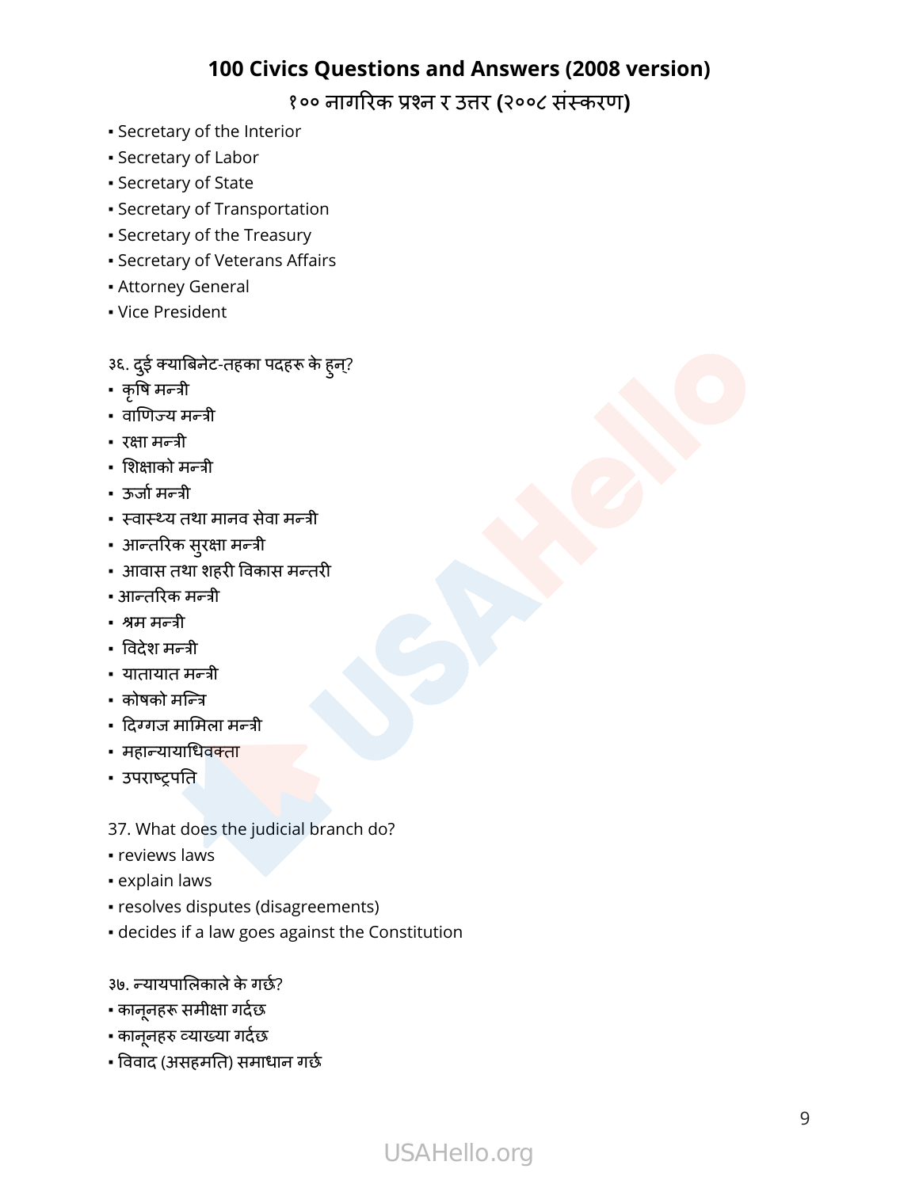- Secretary of the Interior
- Secretary of Labor
- Secretary of State
- Secretary of Transportation
- Secretary of the Treasury
- Secretary of Veterans Affairs
- Attorney General
- Vice President

३६. दुई क्याबिनेट-तहका पदहरू के हुन्?

- कृषि मन्त्री
- वाणिज्य मन्त्री
- रक्षा मन्त्री
- शिक्षाको मन्त्री
- ऊर्जा मन्त्री
- स्वास्थ्य तथा मानव सेवा मन्त्री
- आन्तरिक सुरक्षा मन्त्री
- आवास तथा शहरी विकास मन्तरी
- आन्तरिक मन्त्री
- श्रम मन्त्री
- विदेश मन्त्री
- यातायात मन्त्री
- कोषको मन्त्रि
- दिग्गज मामिला मन्त्री
- महान्यायाधिवक्ता
- उपराष्ट्रपति

37. What does the judicial branch do?

- reviews laws
- explain laws
- resolves disputes (disagreements)
- decides if a law goes against the Constitution

३७. न्यायपालिकाले के गर्छ?

- कानूनहरू समीक्षा गर्दछ
- कानूनहरु व्याख्या गर्दछ
- विवाद (असहमति) समाधान गर्छ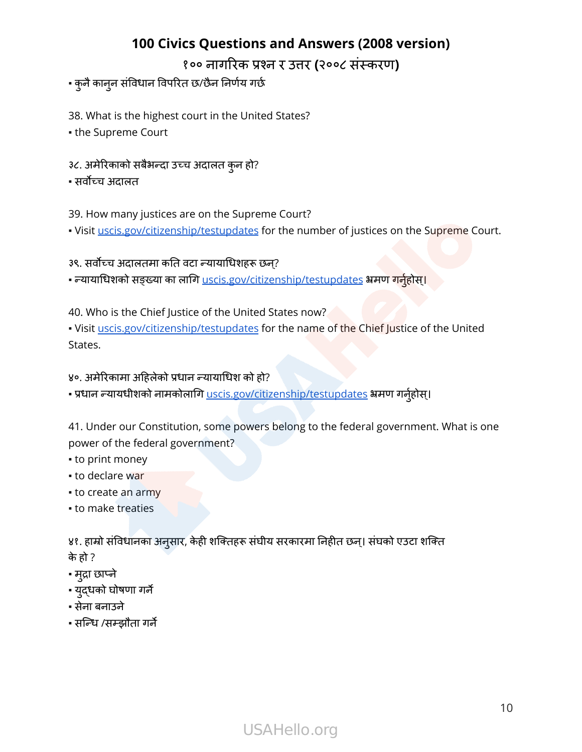▪ कुनै कानुन संविधान विपरित छ/छैन निर्णय गर्छ

38. What is the highest court in the United States?
▪ the Supreme Court

३८. अमेरिकाको सबैभन्दा उच्च अदालत कुन हो?
▪ सर्वोच्च अदालत

39. How many justices are on the Supreme Court?
▪ Visit uscis.gov/citizenship/testupdates for the number of justices on the Supreme Court.

३९. सर्वोच्च अदालतमा कति वटा न्यायाधिशहरू छन्?
▪ न्यायाधिशको सङ्ख्या का लागि uscis.gov/citizenship/testupdates भ्रमण गर्नुहोस्।

40. Who is the Chief Justice of the United States now?
▪ Visit uscis.gov/citizenship/testupdates for the name of the Chief Justice of the United States.

४०. अमेरिकामा अहिलेको प्रधान न्यायाधिश को हो?
▪ प्रधान न्यायधीशको नामकोलागि uscis.gov/citizenship/testupdates भ्रमण गर्नुहोस्।

41. Under our Constitution, some powers belong to the federal government. What is one power of the federal government?
▪ to print money
▪ to declare war
▪ to create an army
▪ to make treaties

४१. हाम्रो संविधानका अनुसार, केही शक्तिहरू संघीय सरकारमा निहीत छन्। संघको एउटा शक्ति के हो ?
▪ मुद्रा छाप्ने
▪ युद्धको घोषणा गर्ने
▪ सेना बनाउने
▪ सन्धि /सम्झौता गर्ने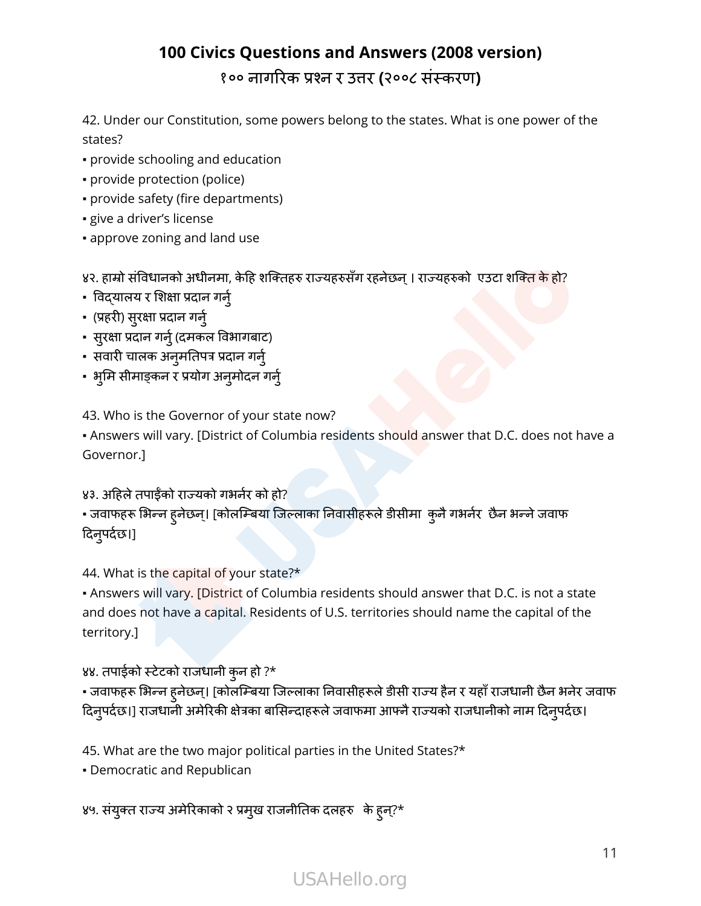42. Under our Constitution, some powers belong to the states. What is one power of the states?

▪ provide schooling and education
▪ provide protection (police)
▪ provide safety (fire departments)
▪ give a driver's license
▪ approve zoning and land use

४२. हाम्रो संविधानको अधीनमा, केहि शक्तिहरु राज्यहरुसँग रहनेछन् । राज्यहरुको  एउटा शक्ति के हो?

▪  विद्यालय र शिक्षा प्रदान गर्नु
▪  (प्रहरी) सुरक्षा प्रदान गर्नु
▪  सुरक्षा प्रदान गर्नु (दमकल विभागबाट)
▪  सवारी चालक अनुमतिपत्र प्रदान गर्नु
▪  भुमि सीमाङ्कन र प्रयोग अनुमोदन गर्नु

43. Who is the Governor of your state now?

▪ Answers will vary. [District of Columbia residents should answer that D.C. does not have a Governor.]

४३. अहिले तपाईंको राज्यको गभर्नर को हो?

▪ जवाफहरू भिन्न हुनेछन्। [कोलम्बिया जिल्लाका निवासीहरूले डीसीमा  कुनै गभर्नर  छैन भन्ने जवाफ दिनुपर्दछ।]

44. What is the capital of your state?*

▪ Answers will vary. [District of Columbia residents should answer that D.C. is not a state and does not have a capital. Residents of U.S. territories should name the capital of the territory.]

४४. तपाईको स्टेटको राजधानी कुन हो ?*

▪ जवाफहरू भिन्न हुनेछन्। [कोलम्बिया जिल्लाका निवासीहरूले डीसी राज्य हैन र यहाँ राजधानी छैन भनेर जवाफ दिनुपर्दछ।] राजधानी अमेरिकी क्षेत्रका बासिन्दाहरूले जवाफमा आफ्नै राज्यको राजधानीको नाम दिनुपर्दछ।

45. What are the two major political parties in the United States?*

▪ Democratic and Republican

४५. संयुक्त राज्य अमेरिकाको २ प्रमुख राजनीतिक दलहरु   के हुन्?*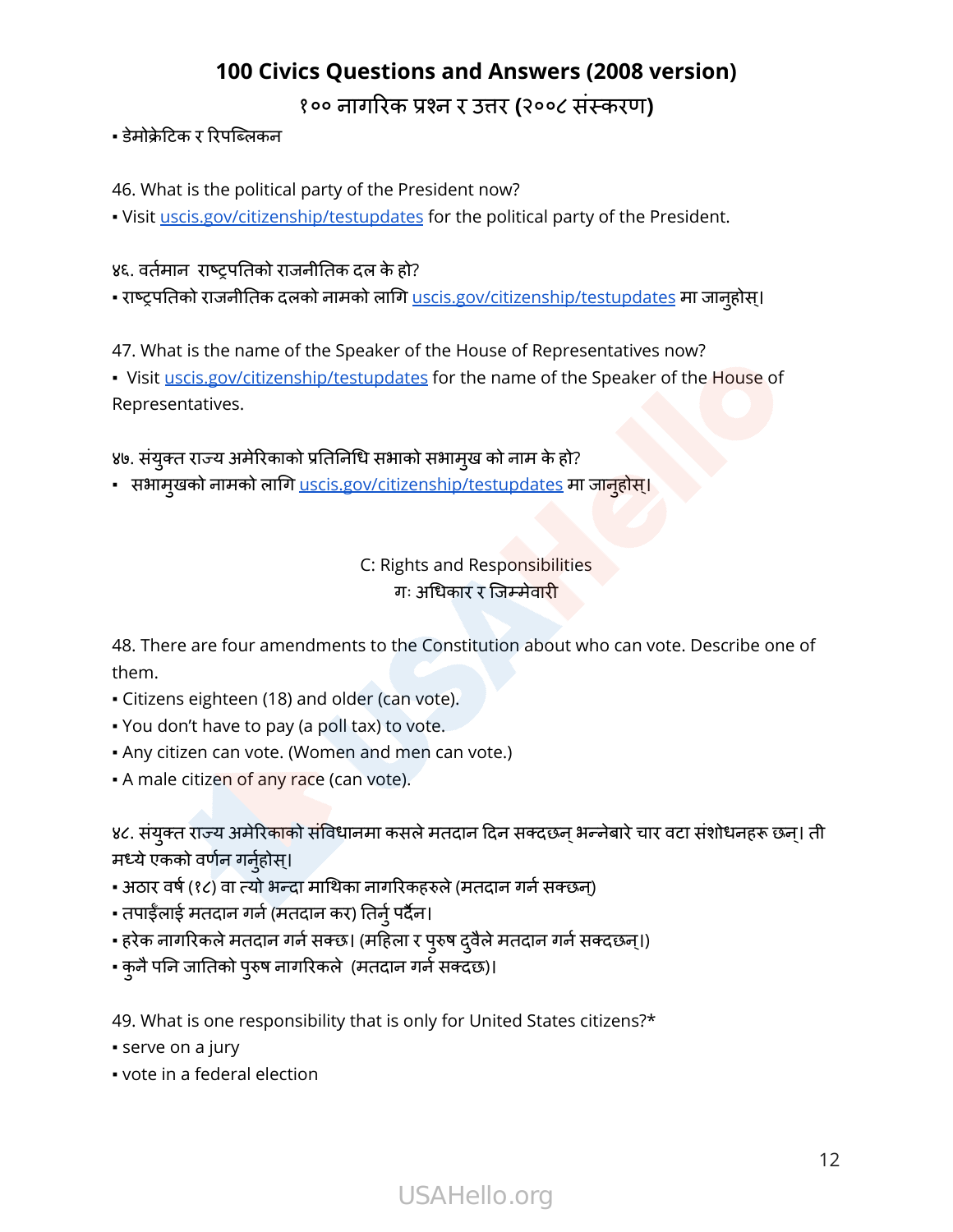▪ डेमोक्रेटिक र रिपब्लिकन

46. What is the political party of the President now?
▪ Visit uscis.gov/citizenship/testupdates for the political party of the President.

४६. वर्तमान  राष्ट्रपतिको राजनीतिक दल के हो?
▪ राष्ट्रपतिको राजनीतिक दलको नामको लागि uscis.gov/citizenship/testupdates मा जानुहोस्।

47. What is the name of the Speaker of the House of Representatives now?
▪  Visit uscis.gov/citizenship/testupdates for the name of the Speaker of the House of Representatives.

४७. संयुक्त राज्य अमेरिकाको प्रतिनिधि सभाको सभामुख को नाम के हो?
▪   सभामुखको नामको लागि uscis.gov/citizenship/testupdates मा जानुहोस्।

## C: Rights and Responsibilities
## गः अधिकार र जिम्मेवारी

48. There are four amendments to the Constitution about who can vote. Describe one of them.
▪ Citizens eighteen (18) and older (can vote).
▪ You don't have to pay (a poll tax) to vote.
▪ Any citizen can vote. (Women and men can vote.)
▪ A male citizen of any race (can vote).

४८. संयुक्त राज्य अमेरिकाको संविधानमा कसले मतदान दिन सक्दछन् भन्नेबारे चार वटा संशोधनहरू छन्। ती मध्ये एकको वर्णन गर्नुहोस्।
▪ अठार वर्ष (१८) वा त्यो भन्दा माथिका नागरिकहरुले (मतदान गर्न सक्छन्)
▪ तपाईंलाई मतदान गर्न (मतदान कर) तिर्नु पर्दैन।
▪ हरेक नागरिकले मतदान गर्न सक्छ। (महिला र पुरुष दुवैले मतदान गर्न सक्दछन्।)
▪ कुनै पनि जातिको पुरुष नागरिकले  (मतदान गर्न सक्दछ)।

49. What is one responsibility that is only for United States citizens?*
▪ serve on a jury
▪ vote in a federal election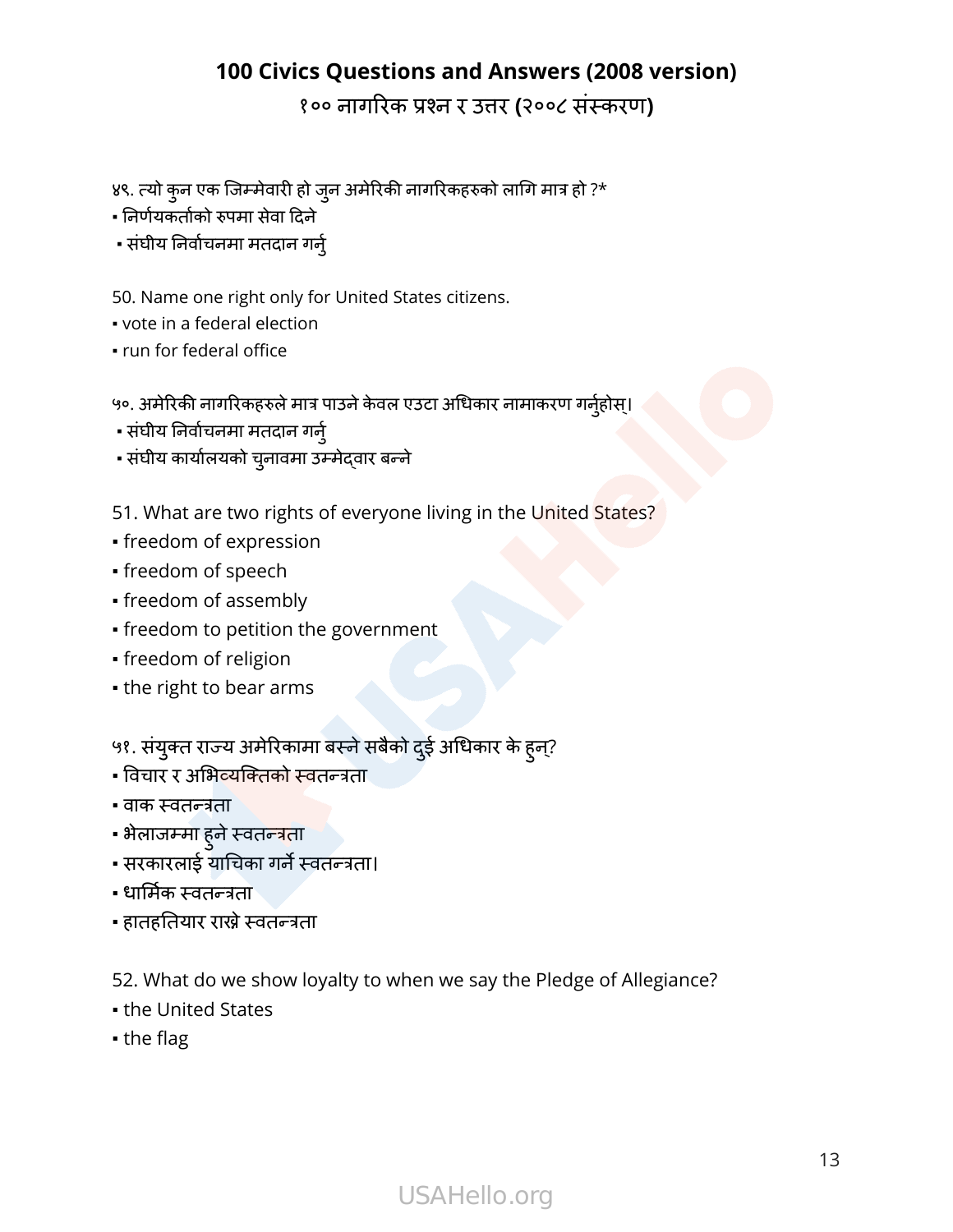# 100 Civics Questions and Answers (2008 version)

## १०० नागरिक प्रश्न र उत्तर (२००८ संस्करण)

४९. त्यो कुन एक जिम्मेवारी हो जुन अमेरिकी नागरिकहरुको लागि मात्र हो ?*
- निर्णयकर्ताको रुपमा सेवा दिने
- संघीय निर्वाचनमा मतदान गर्नु

50. Name one right only for United States citizens.
- vote in a federal election
- run for federal office

५०. अमेरिकी नागरिकहरुले मात्र पाउने केवल एउटा अधिकार नामाकरण गर्नुहोस्।
- संघीय निर्वाचनमा मतदान गर्नु
- संघीय कार्यालयको चुनावमा उम्मेद्वार बन्ने

51. What are two rights of everyone living in the United States?
- freedom of expression
- freedom of speech
- freedom of assembly
- freedom to petition the government
- freedom of religion
- the right to bear arms

५१. संयुक्त राज्य अमेरिकामा बस्ने सबैको दुई अधिकार के हुन्?
- विचार र अभिव्यक्तिको स्वतन्त्रता
- वाक स्वतन्त्रता
- भेलाजम्मा हुने स्वतन्त्रता
- सरकारलाई याचिका गर्ने स्वतन्त्रता।
- धार्मिक स्वतन्त्रता
- हातहतियार राख्ने स्वतन्त्रता

52. What do we show loyalty to when we say the Pledge of Allegiance?
- the United States
- the flag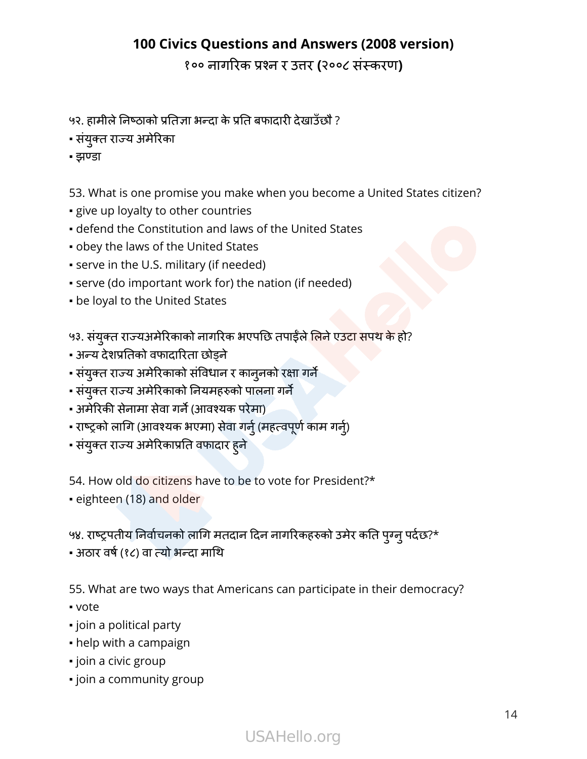**100 Civics Questions and Answers (2008 version)**

**१०० नागरिक प्रश्न र उत्तर (२००८ संस्करण)**

५२. हामीले निष्ठाको प्रतिज्ञा भन्दा के प्रति बफादारी देखाउँछौ ?
▪ संयुक्त राज्य अमेरिका
▪ झण्डा

53. What is one promise you make when you become a United States citizen?
▪ give up loyalty to other countries
▪ defend the Constitution and laws of the United States
▪ obey the laws of the United States
▪ serve in the U.S. military (if needed)
▪ serve (do important work for) the nation (if needed)
▪ be loyal to the United States

५३. संयुक्त राज्यअमेरिकाको नागरिक भएपछि तपाईंले लिने एउटा सपथ के हो?
▪ अन्य देशप्रतिको वफादारिता छोड्ने
▪ संयुक्त राज्य अमेरिकाको संविधान र कानुनको रक्षा गर्ने
▪ संयुक्त राज्य अमेरिकाको नियमहरुको पालना गर्ने
▪ अमेरिकी सेनामा सेवा गर्ने (आवश्यक परेमा)
▪ राष्ट्रको लागि (आवश्यक भएमा) सेवा गर्नु (महत्वपूर्ण काम गर्नु)
▪ संयुक्त राज्य अमेरिकाप्रति वफादार हुने

54. How old do citizens have to be to vote for President?*
▪ eighteen (18) and older

५४. राष्ट्रपतीय निर्वाचनको लागि मतदान दिन नागरिकहरुको उमेर कति पुग्नु पर्दछ?*
▪ अठार वर्ष (१८) वा त्यो भन्दा माथि

55. What are two ways that Americans can participate in their democracy?
▪ vote
▪ join a political party
▪ help with a campaign
▪ join a civic group
▪ join a community group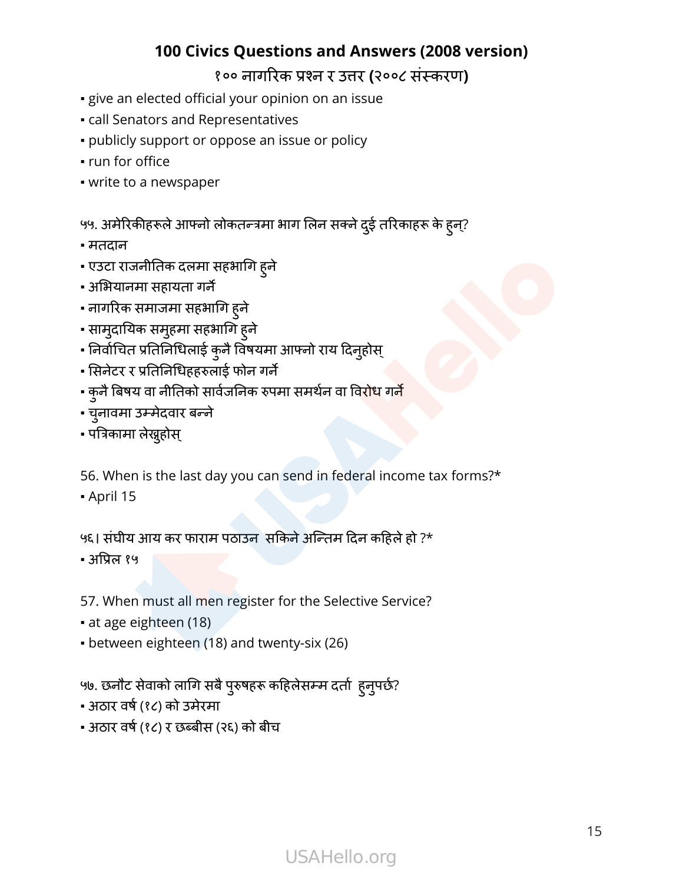- give an elected official your opinion on an issue
- call Senators and Representatives
- publicly support or oppose an issue or policy
- run for office
- write to a newspaper

५५. अमेरिकीहरूले आफ्नो लोकतन्त्रमा भाग लिन सक्ने दुई तरिकाहरू के हुन्?

- मतदान
- एउटा राजनीतिक दलमा सहभागि हुने
- अभियानमा सहायता गर्ने
- नागरिक समाजमा सहभागि हुने
- सामुदायिक समुहमा सहभागि हुने
- निर्वाचित प्रतिनिधिलाई कुनै विषयमा आफ्नो राय दिनुहोस्
- सिनेटर र प्रतिनिधिहहरुलाई फोन गर्ने
- कुनै बिषय वा नीतिको सार्वजनिक रुपमा समर्थन वा विरोध गर्ने
- चुनावमा उम्मेदवार बन्ने
- पत्रिकामा लेख्नुहोस्

56. When is the last day you can send in federal income tax forms?*

- April 15

५६। संघीय आय कर फाराम पठाउन सकिने अन्तिम दिन कहिले हो ?*

- अप्रिल १५

57. When must all men register for the Selective Service?

- at age eighteen (18)
- between eighteen (18) and twenty-six (26)

५७. छनौट सेवाको लागि सबै पुरुषहरू कहिलेसम्म दर्ता हुनुपर्छ?

- अठार वर्ष (१८) को उमेरमा
- अठार वर्ष (१८) र छब्बीस (२६) को बीच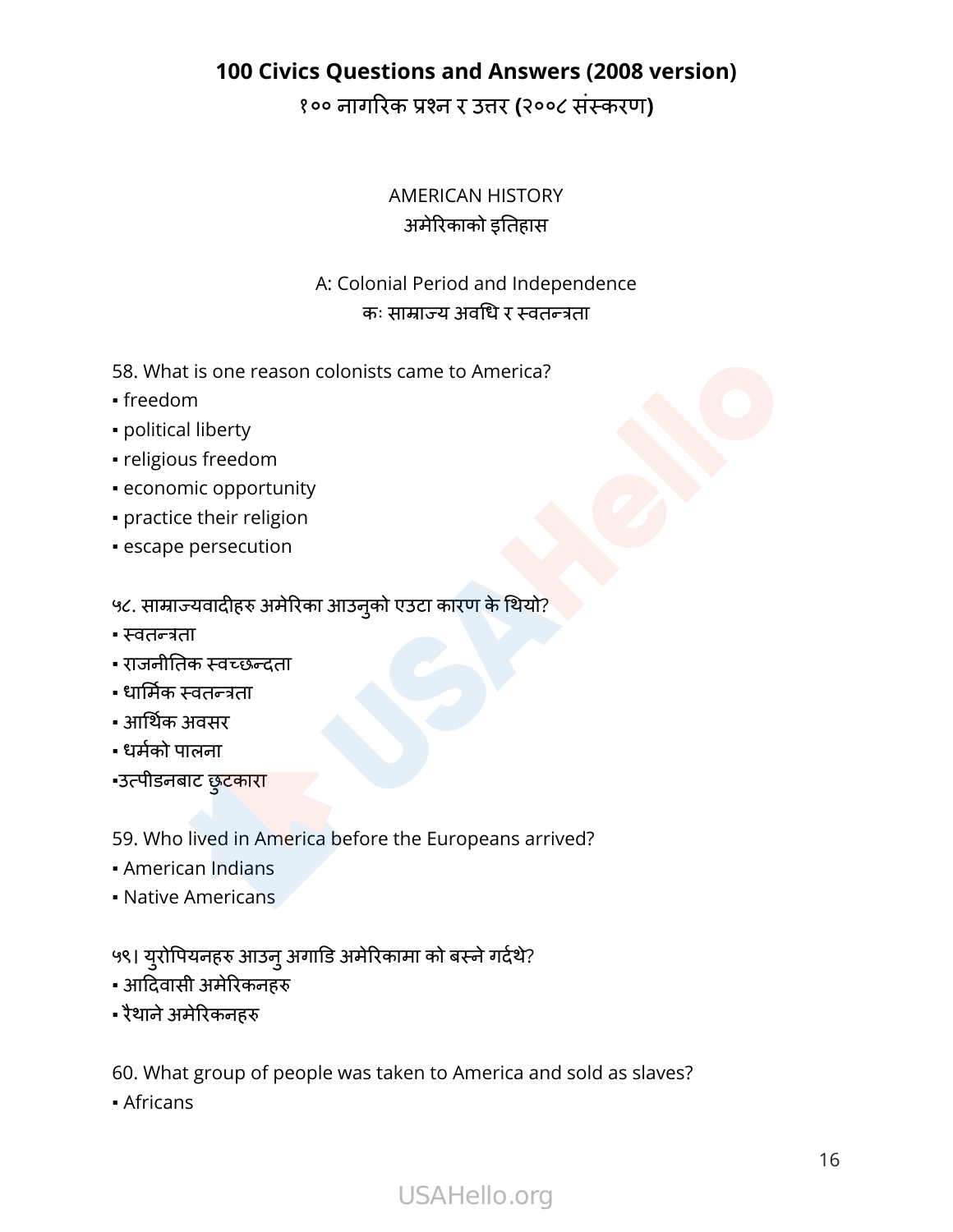# 100 Civics Questions and Answers (2008 version)

## १०० नागरिक प्रश्न र उत्तर (२००८ संस्करण)

### AMERICAN HISTORY
### अमेरिकाको इतिहास

#### A: Colonial Period and Independence
#### कः साम्राज्य अवधि र स्वतन्त्रता

58. What is one reason colonists came to America?

▪ freedom
▪ political liberty
▪ religious freedom
▪ economic opportunity
▪ practice their religion
▪ escape persecution

५८. साम्राज्यवादीहरु अमेरिका आउनुको एउटा कारण के थियो?

▪ स्वतन्त्रता
▪ राजनीतिक स्वच्छन्दता
▪ धार्मिक स्वतन्त्रता
▪ आर्थिक अवसर
▪ धर्मको पालना
▪उत्पीडनबाट छुटकारा

59. Who lived in America before the Europeans arrived?

▪ American Indians
▪ Native Americans

५९। युरोपियनहरु आउनु अगाडि अमेरिकामा को बस्ने गर्दथे?

▪ आदिवासी अमेरिकनहरु
▪ रैथाने अमेरिकनहरु

60. What group of people was taken to America and sold as slaves?

▪ Africans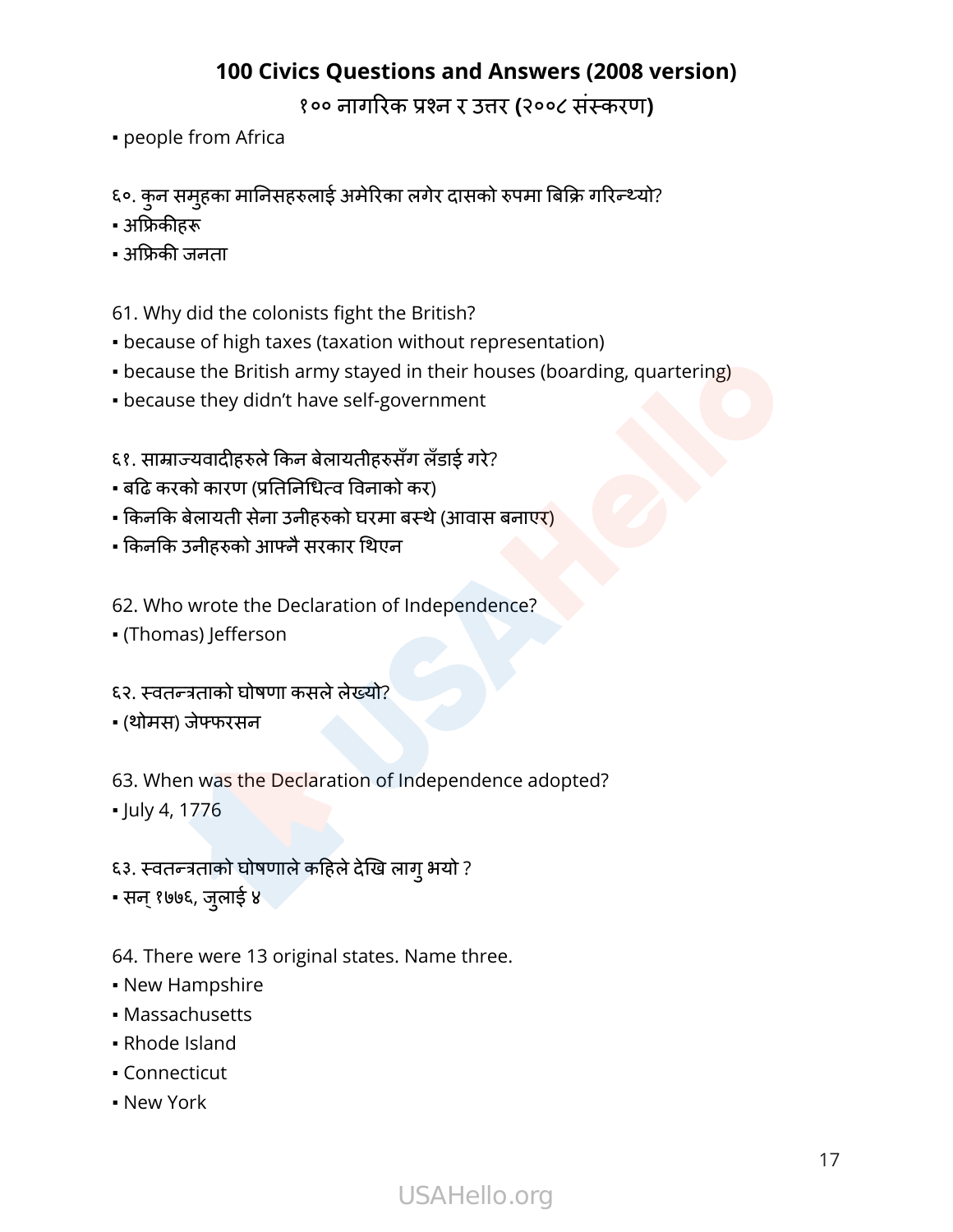▪ people from Africa

६०. कुन समुहका मानिसहरुलाई अमेरिका लगेर दासको रुपमा बिक्रि गरिन्थ्यो?
▪ अफ्रिकीहरू
▪ अफ्रिकी जनता

61. Why did the colonists fight the British?
▪ because of high taxes (taxation without representation)
▪ because the British army stayed in their houses (boarding, quartering)
▪ because they didn't have self-government

६१. साम्राज्यवादीहरुले किन बेलायतीहरुसँग लँडाई गरे?
▪ बढि करको कारण (प्रतिनिधित्व विनाको कर)
▪ किनकि बेलायती सेना उनीहरुको घरमा बस्थे (आवास बनाएर)
▪ किनकि उनीहरुको आफ्नै सरकार थिएन

62. Who wrote the Declaration of Independence?
▪ (Thomas) Jefferson

६२. स्वतन्त्रताको घोषणा कसले लेख्यो?
▪ (थोमस) जेफ्फरसन

63. When was the Declaration of Independence adopted?
▪ July 4, 1776

६३. स्वतन्त्रताको घोषणाले कहिले देखि लागु भयो ?
▪ सन् १७७६, जुलाई ४

64. There were 13 original states. Name three.
▪ New Hampshire
▪ Massachusetts
▪ Rhode Island
▪ Connecticut
▪ New York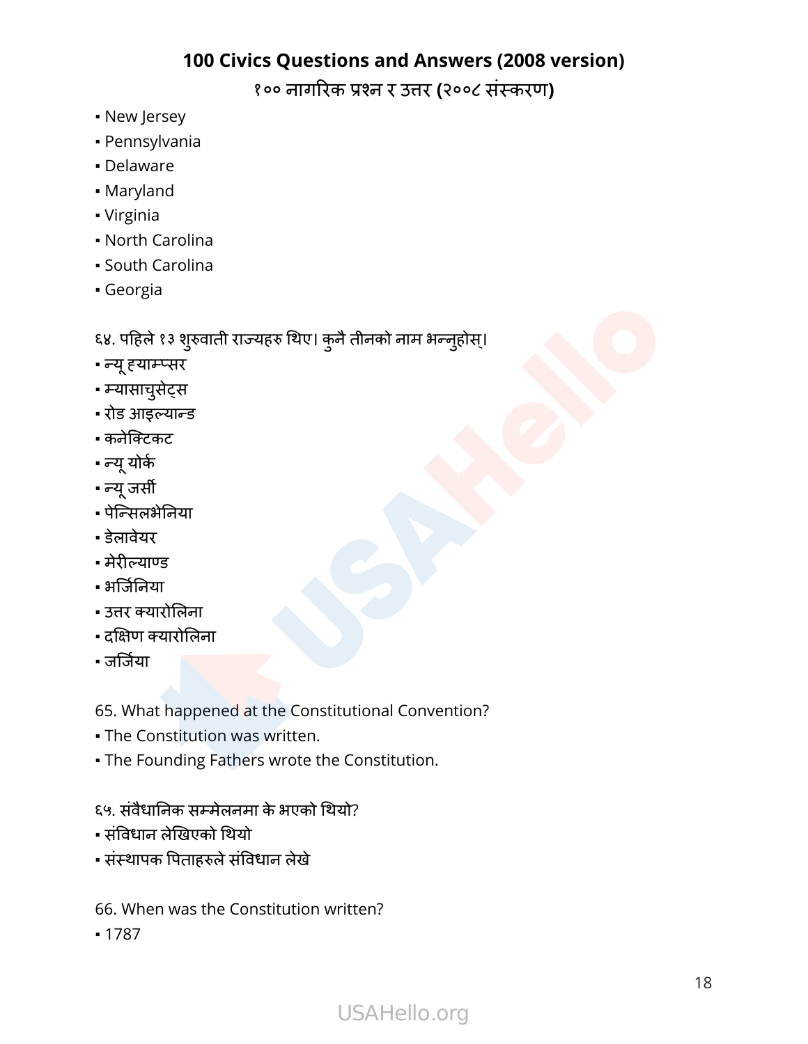- New Jersey
- Pennsylvania
- Delaware
- Maryland
- Virginia
- North Carolina
- South Carolina
- Georgia

६४. पहिले १३ शुरुवाती राज्यहरु थिए। कुनै तीनको नाम भन्नुहोस्।

- न्यू ह्याम्प्सर
- म्यासाचुसेट्स
- रोड आइल्यान्ड
- कनेक्टिकट
- न्यू योर्क
- न्यू जर्सी
- पेन्सिलभेनिया
- डेलावेयर
- मेरील्याण्ड
- भर्जिनिया
- उत्तर क्यारोलिना
- दक्षिण क्यारोलिना
- जर्जिया

65. What happened at the Constitutional Convention?

- The Constitution was written.
- The Founding Fathers wrote the Constitution.

६५. संवैधानिक सम्मेलनमा के भएको थियो?

- संविधान लेखिएको थियो
- संस्थापक पिताहरुले संविधान लेखे

66. When was the Constitution written?

- 1787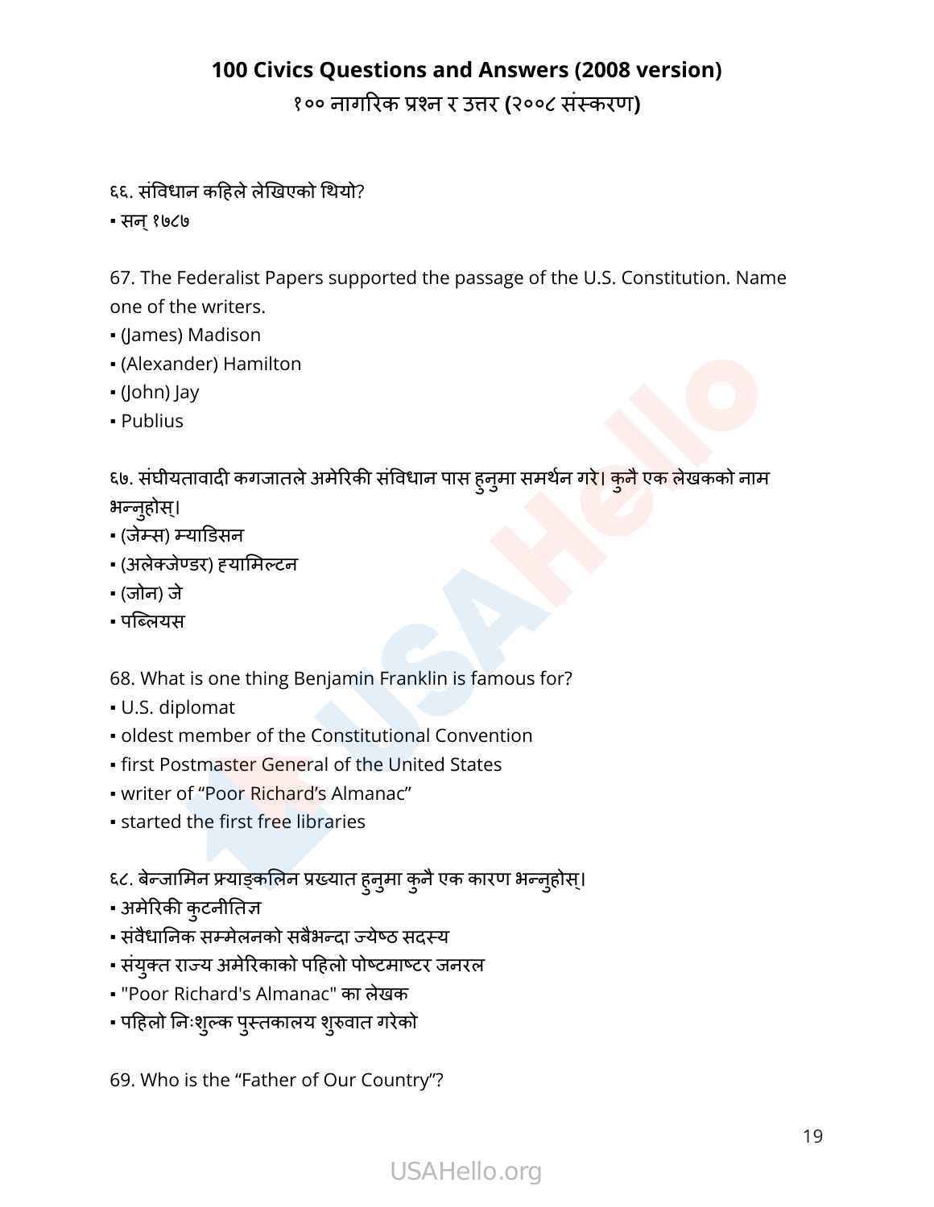६६. संविधान कहिले लेखिएको थियो?

▪ सन् १७८७

67. The Federalist Papers supported the passage of the U.S. Constitution. Name one of the writers.

▪ (James) Madison
▪ (Alexander) Hamilton
▪ (John) Jay
▪ Publius

६७. संघीयतावादी कगजातले अमेरिकी संविधान पास हुनुमा समर्थन गरे। कुनै एक लेखकको नाम भन्नुहोस्।

▪ (जेम्स) म्याडिसन
▪ (अलेक्जेण्डर) ह्यामिल्टन
▪ (जोन) जे
▪ पब्लियस

68. What is one thing Benjamin Franklin is famous for?

▪ U.S. diplomat
▪ oldest member of the Constitutional Convention
▪ first Postmaster General of the United States
▪ writer of "Poor Richard's Almanac"
▪ started the first free libraries

६८. बेन्जामिन फ्र्याङ्कलिन प्रख्यात हुनुमा कुनै एक कारण भन्नुहोस्।

▪ अमेरिकी कुटनीतिज्ञ
▪ संवैधानिक सम्मेलनको सबैभन्दा ज्येष्ठ सदस्य
▪ संयुक्त राज्य अमेरिकाको पहिलो पोष्टमाष्टर जनरल
▪ "Poor Richard's Almanac" का लेखक
▪ पहिलो निःशुल्क पुस्तकालय शुरुवात गरेको

69. Who is the "Father of Our Country"?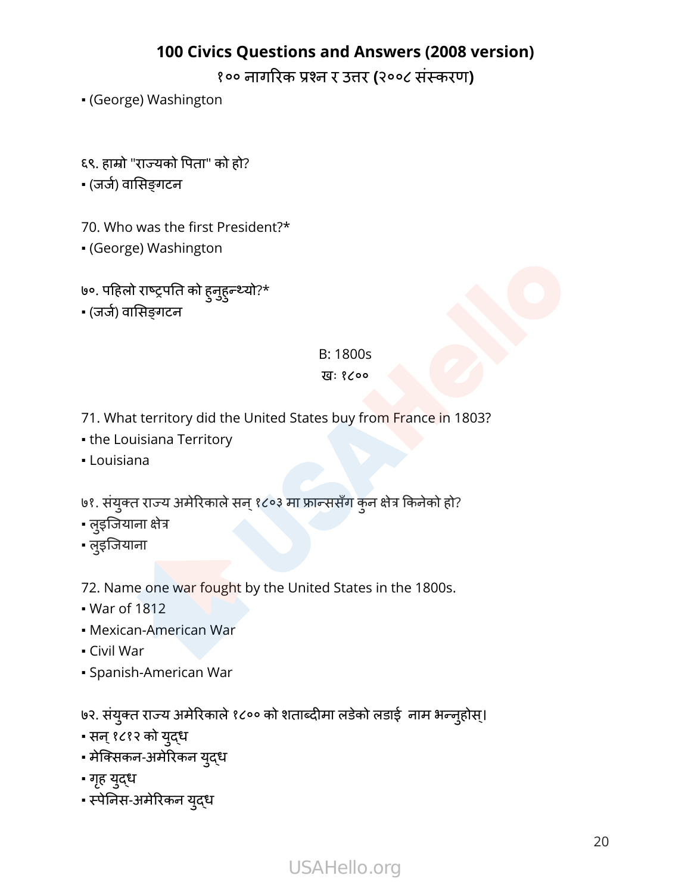▪ (George) Washington

६९. हाम्रो "राज्यको पिता" को हो?

▪ (जर्ज) वासिङ्गटन

70. Who was the first President?*

▪ (George) Washington

७०. पहिलो राष्ट्रपति को हुनुहुन्थ्यो?*

▪ (जर्ज) वासिङ्गटन

## B: 1800s

## खः १८००

71. What territory did the United States buy from France in 1803?

▪ the Louisiana Territory
▪ Louisiana

७१. संयुक्त राज्य अमेरिकाले सन् १८०३ मा फ्रान्ससँग कुन क्षेत्र किनेको हो?

▪ लुइजियाना क्षेत्र
▪ लुइजियाना

72. Name one war fought by the United States in the 1800s.

▪ War of 1812
▪ Mexican-American War
▪ Civil War
▪ Spanish-American War

७२. संयुक्त राज्य अमेरिकाले १८०० को शताब्दीमा लडेको लडाई  नाम भन्नुहोस्।

▪ सन् १८१२ को युद्ध
▪ मेक्सिकन-अमेरिकन युद्ध
▪ गृह युद्ध
▪ स्पेनिस-अमेरिकन युद्ध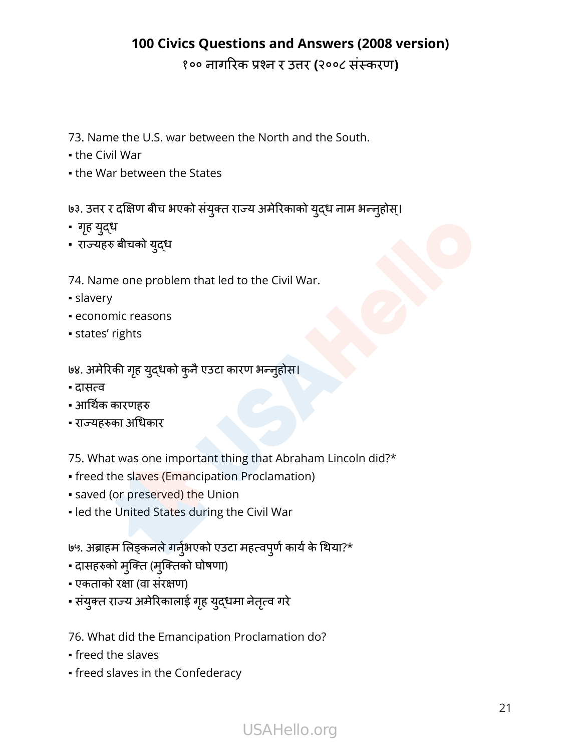# 100 Civics Questions and Answers (2008 version)

## १०० नागरिक प्रश्न र उत्तर (२००८ संस्करण)

73. Name the U.S. war between the North and the South.
▪ the Civil War
▪ the War between the States

७३. उत्तर र दक्षिण बीच भएको संयुक्त राज्य अमेरिकाको युद्ध नाम भन्नुहोस्।
▪ गृह युद्ध
▪ राज्यहरु बीचको युद्ध

74. Name one problem that led to the Civil War.
▪ slavery
▪ economic reasons
▪ states' rights

७४. अमेरिकी गृह युद्धको कुनै एउटा कारण भन्नुहोस।
▪ दासत्व
▪ आर्थिक कारणहरु
▪ राज्यहरुका अधिकार

75. What was one important thing that Abraham Lincoln did?*
▪ freed the slaves (Emancipation Proclamation)
▪ saved (or preserved) the Union
▪ led the United States during the Civil War

७५. अब्राहम लिङ्कनले गर्नुभएको एउटा महत्वपुर्ण कार्य के थिया?*
▪ दासहरुको मुक्ति (मुक्तिको घोषणा)
▪ एकताको रक्षा (वा संरक्षण)
▪ संयुक्त राज्य अमेरिकालाई गृह युद्धमा नेतृत्व गरे

76. What did the Emancipation Proclamation do?
▪ freed the slaves
▪ freed slaves in the Confederacy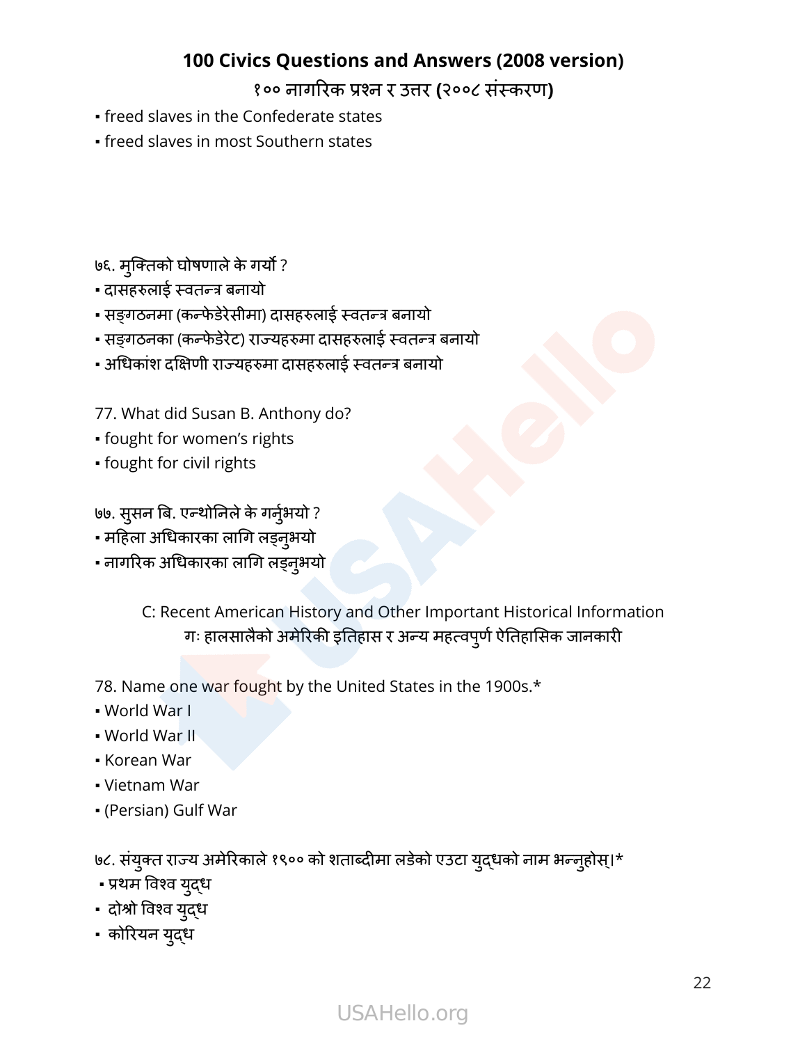- freed slaves in the Confederate states
- freed slaves in most Southern states

७६. मुक्तिको घोषणाले के गर्यो ?
- दासहरुलाई स्वतन्त्र बनायो
- सङ्गठनमा (कन्फेडेरेसीमा) दासहरुलाई स्वतन्त्र बनायो
- सङ्गठनका (कन्फेडेरेट) राज्यहरुमा दासहरुलाई स्वतन्त्र बनायो
- अधिकांश दक्षिणी राज्यहरुमा दासहरुलाई स्वतन्त्र बनायो

77. What did Susan B. Anthony do?
- fought for women's rights
- fought for civil rights

७७. सुसन बि. एन्थोनिले के गर्नुभयो ?
- महिला अधिकारका लागि लड्नुभयो
- नागरिक अधिकारका लागि लड्नुभयो

## C: Recent American History and Other Important Historical Information
## गः हालसालैको अमेरिकी इतिहास र अन्य महत्वपुर्ण ऐतिहासिक जानकारी

78. Name one war fought by the United States in the 1900s.*
- World War I
- World War II
- Korean War
- Vietnam War
- (Persian) Gulf War

७८. संयुक्त राज्य अमेरिकाले १९०० को शताब्दीमा लडेको एउटा युद्धको नाम भन्नुहोस्।*
- प्रथम विश्व युद्ध
- दोश्रो विश्व युद्ध
- कोरियन युद्ध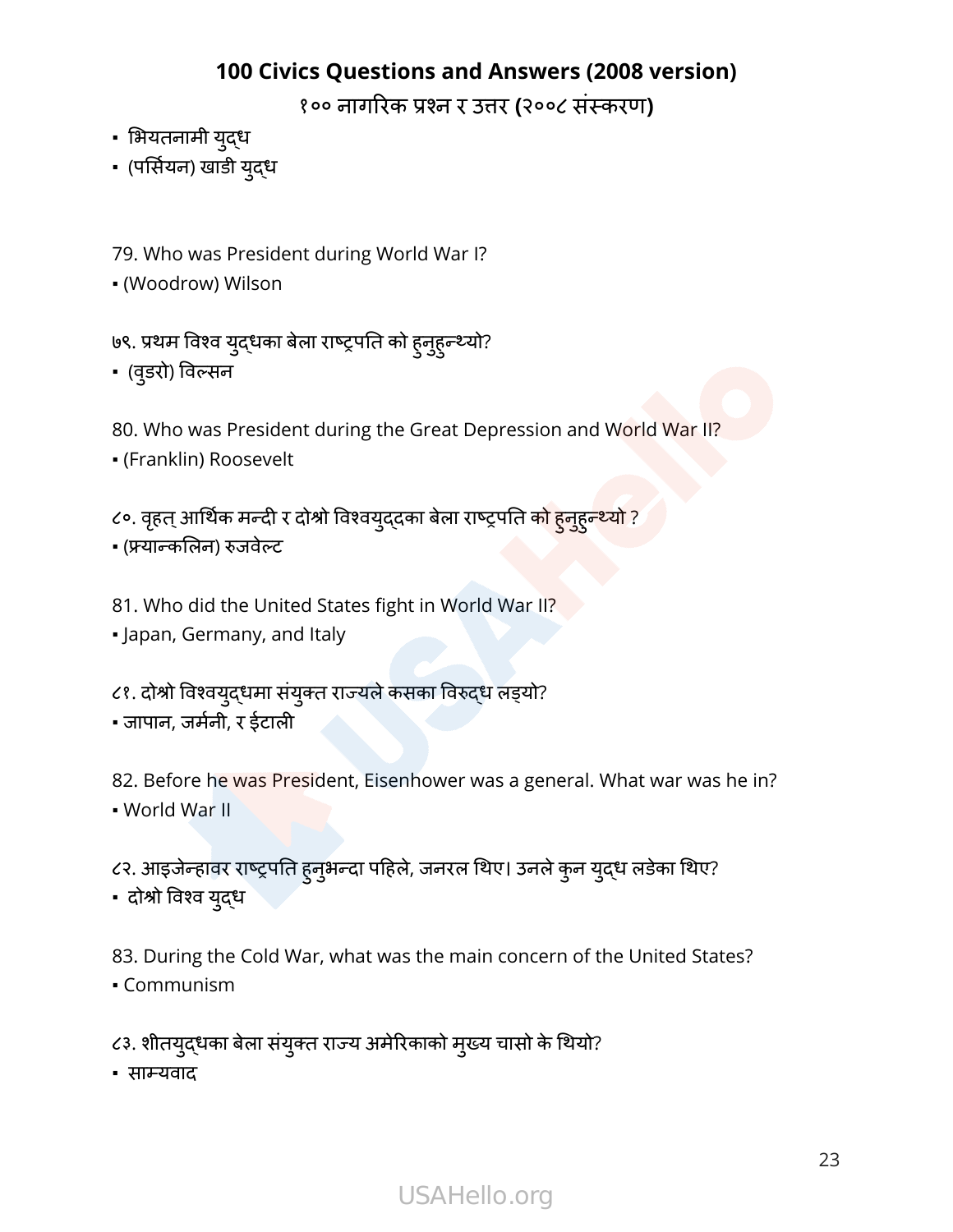- भियतनामी युद्ध
- (पर्सियन) खाडी युद्ध

79. Who was President during World War I?
- (Woodrow) Wilson

७९. प्रथम विश्व युद्धका बेला राष्ट्रपति को हुनुहुन्थ्यो?
- (वुडरो) विल्सन

80. Who was President during the Great Depression and World War II?
- (Franklin) Roosevelt

८०. वृहत् आर्थिक मन्दी र दोश्रो विश्वयुद्दका बेला राष्ट्रपति को हुनुहुन्थ्यो ?
- (फ्र्यान्कलिन) रुजवेल्ट

81. Who did the United States fight in World War II?
- Japan, Germany, and Italy

८१. दोश्रो विश्वयुद्धमा संयुक्त राज्यले कसका विरुद्ध लड्यो?
- जापान, जर्मनी, र ईटाली

82. Before he was President, Eisenhower was a general. What war was he in?
- World War II

८२. आइजेन्हावर राष्ट्रपति हुनुभन्दा पहिले, जनरल थिए। उनले कुन युद्ध लडेका थिए?
- दोश्रो विश्व युद्ध

83. During the Cold War, what was the main concern of the United States?
- Communism

८३. शीतयुद्धका बेला संयुक्त राज्य अमेरिकाको मुख्य चासो के थियो?
- साम्यवाद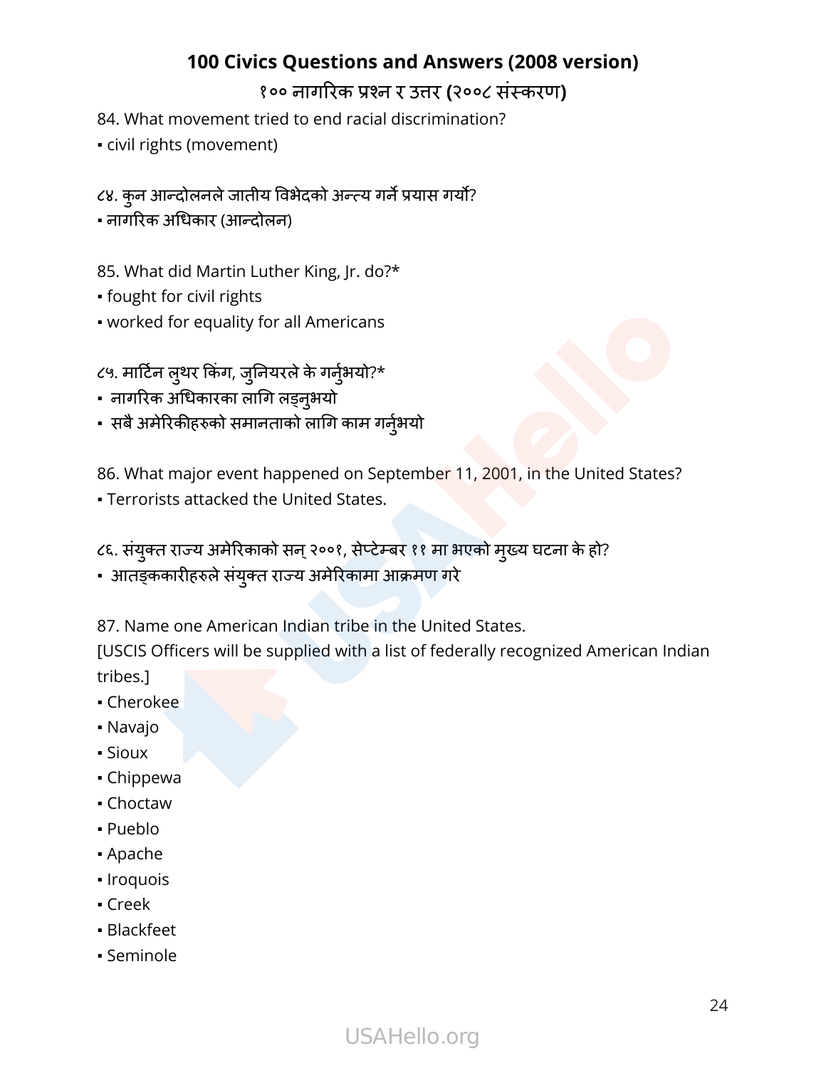# 100 Civics Questions and Answers (2008 version)

## १०० नागरिक प्रश्न र उत्तर (२००८ संस्करण)

84. What movement tried to end racial discrimination?

▪ civil rights (movement)

८४. कुन आन्दोलनले जातीय विभेदको अन्त्य गर्ने प्रयास गर्यो?

▪ नागरिक अधिकार (आन्दोलन)

85. What did Martin Luther King, Jr. do?*

▪ fought for civil rights
▪ worked for equality for all Americans

८५. मार्टिन लुथर किंग, जुनियरले के गर्नुभयो?*

▪ नागरिक अधिकारका लागि लड्नुभयो
▪ सबै अमेरिकीहरुको समानताको लागि काम गर्नुभयो

86. What major event happened on September 11, 2001, in the United States?

▪ Terrorists attacked the United States.

८६. संयुक्त राज्य अमेरिकाको सन् २००१, सेप्टेम्बर ११ मा भएको मुख्य घटना के हो?

▪ आतङ्ककारीहरुले संयुक्त राज्य अमेरिकामा आक्रमण गरे

87. Name one American Indian tribe in the United States.
[USCIS Officers will be supplied with a list of federally recognized American Indian tribes.]

▪ Cherokee
▪ Navajo
▪ Sioux
▪ Chippewa
▪ Choctaw
▪ Pueblo
▪ Apache
▪ Iroquois
▪ Creek
▪ Blackfeet
▪ Seminole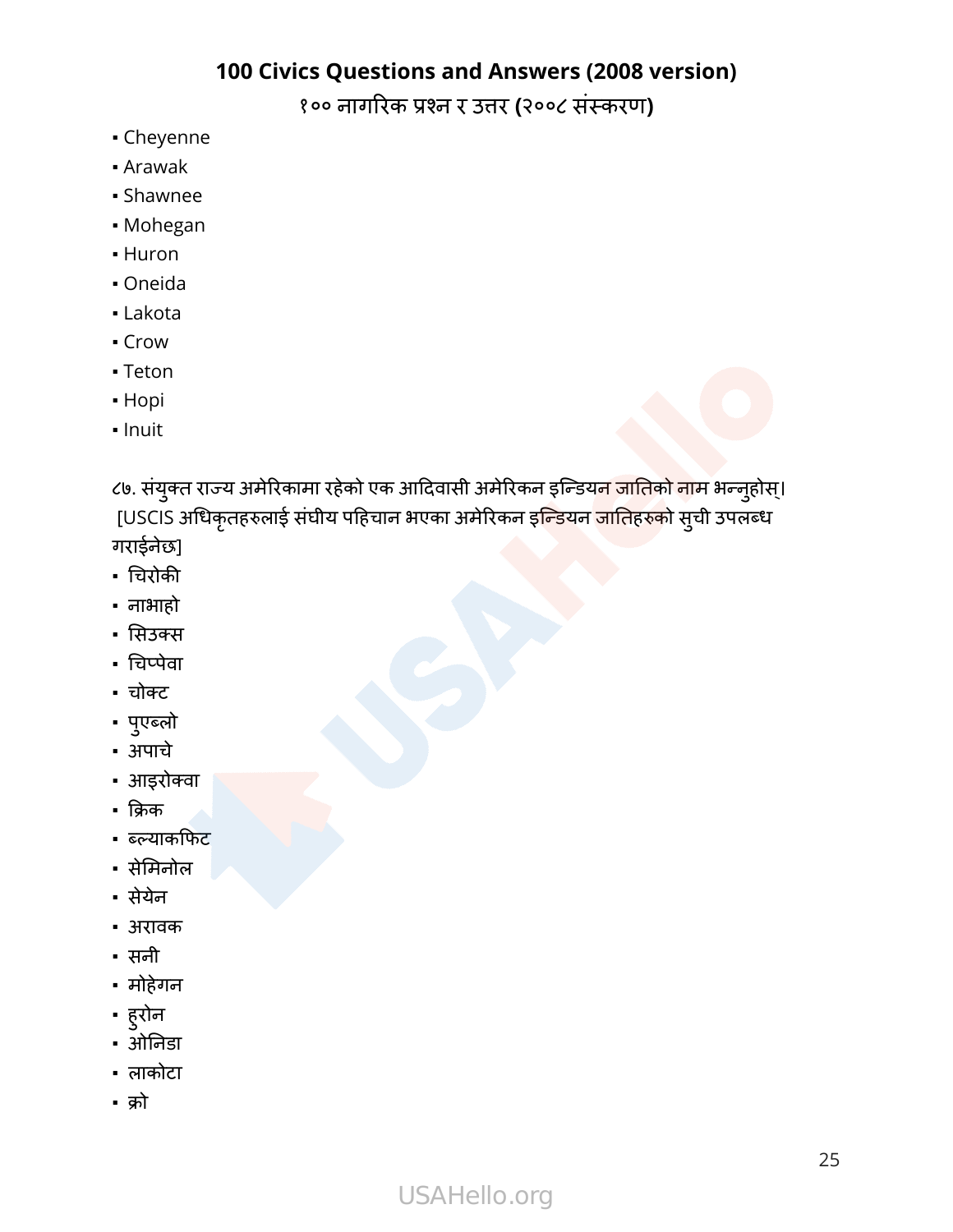- Cheyenne
- Arawak
- Shawnee
- Mohegan
- Huron
- Oneida
- Lakota
- Crow
- Teton
- Hopi
- Inuit

८७. संयुक्त राज्य अमेरिकामा रहेको एक आदिवासी अमेरिकन इन्डियन जातिको नाम भन्नुहोस्। [USCIS अधिकृतहरुलाई संघीय पहिचान भएका अमेरिकन इन्डियन जातिहरुको सुची उपलब्ध गराईनेछ]

- चिरोकी
- नाभाहो
- सिउक्स
- चिप्पेवा
- चोक्ट
- पुएब्लो
- अपाचे
- आइरोक्वा
- क्रिक
- ब्ल्याकफिट
- सेमिनोल
- सेयेन
- अरावक
- सनी
- मोहेगन
- हुरोन
- ओनिडा
- लाकोटा
- क्रो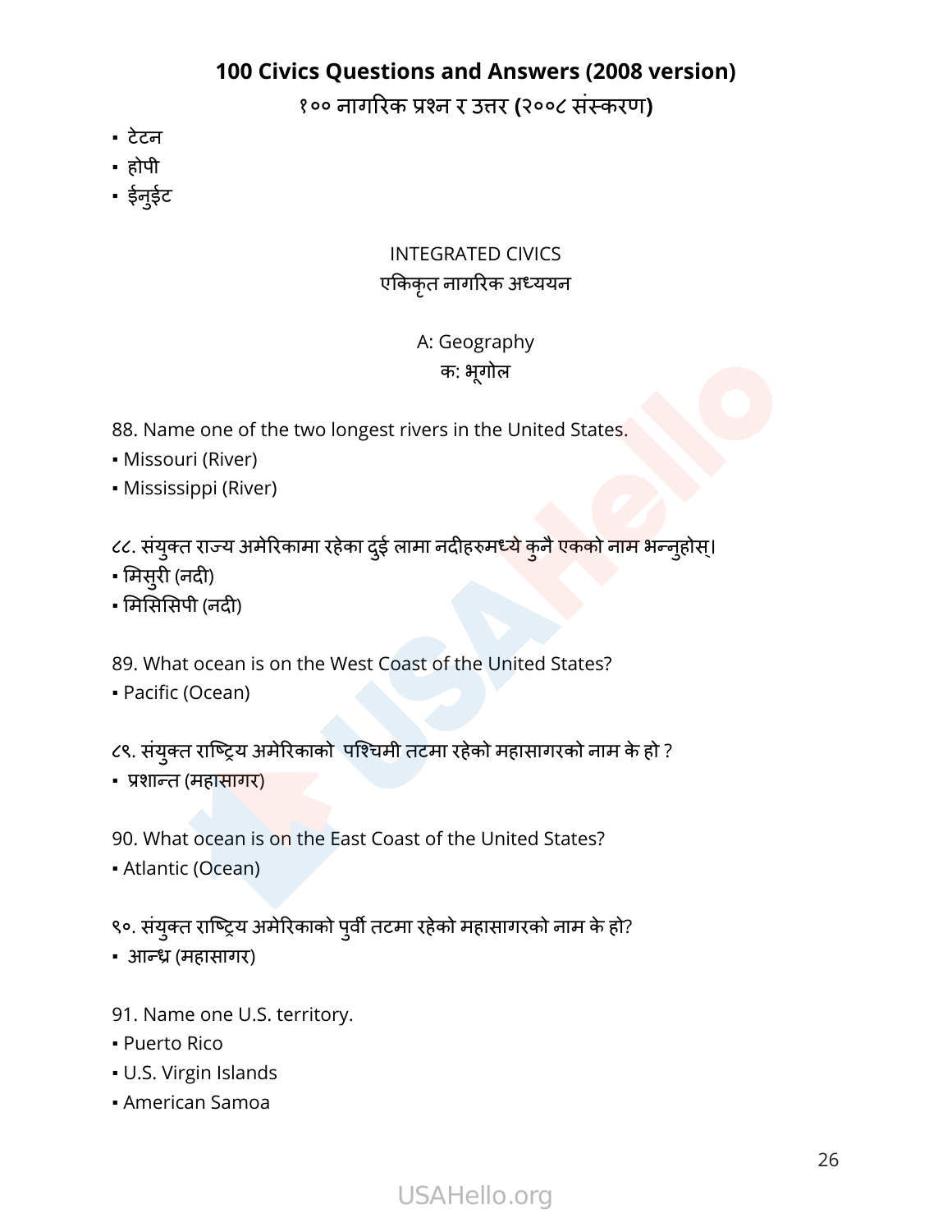- टेटन
- होपी
- ईनुईट

INTEGRATED CIVICS
एकिकृत नागरिक अध्ययन

A: Geography
क: भूगोल

88. Name one of the two longest rivers in the United States.
- Missouri (River)
- Mississippi (River)

८८. संयुक्त राज्य अमेरिकामा रहेका दुई लामा नदीहरुमध्ये कुनै एकको नाम भन्नुहोस्।
- मिसुरी (नदी)
- मिसिसिपी (नदी)

89. What ocean is on the West Coast of the United States?
- Pacific (Ocean)

८९. संयुक्त राष्ट्रिय अमेरिकाको  पश्चिमी तटमा रहेको महासागरको नाम के हो ?
- प्रशान्त (महासागर)

90. What ocean is on the East Coast of the United States?
- Atlantic (Ocean)

९०. संयुक्त राष्ट्रिय अमेरिकाको पुर्वी तटमा रहेको महासागरको नाम के हो?
- आन्ध्र (महासागर)

91. Name one U.S. territory.
- Puerto Rico
- U.S. Virgin Islands
- American Samoa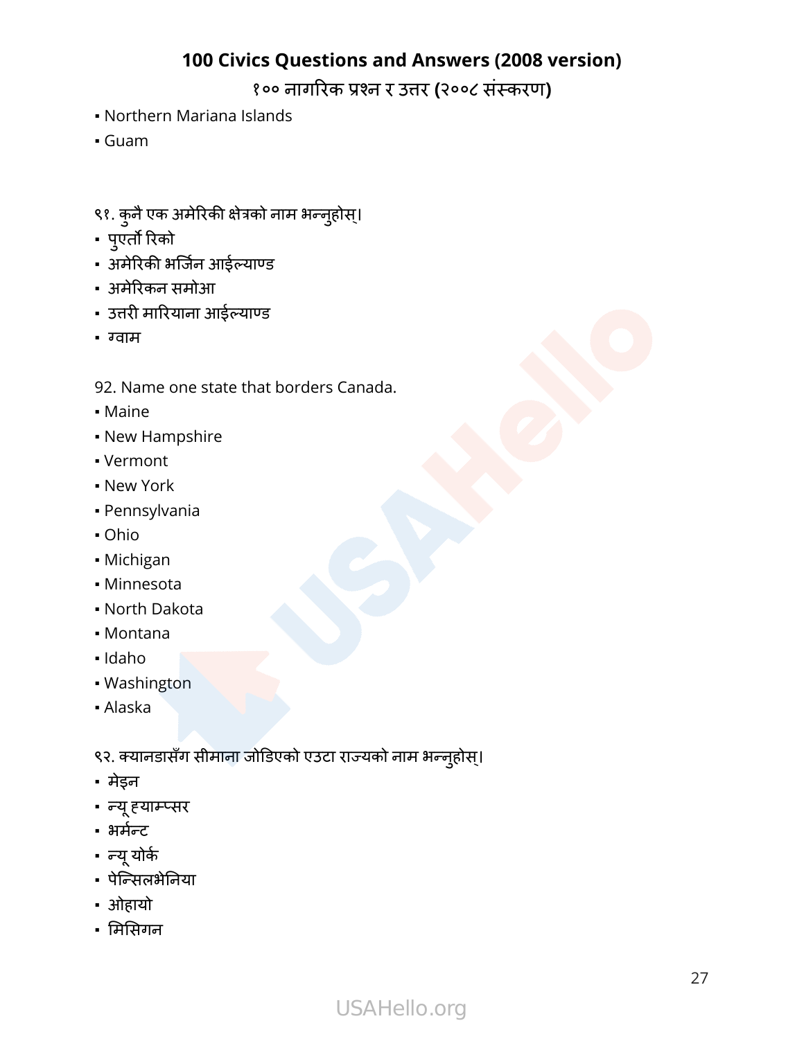- Northern Mariana Islands
- Guam

९१. कुनै एक अमेरिकी क्षेत्रको नाम भन्नुहोस्।

- पुएर्तो रिको
- अमेरिकी भर्जिन आईल्याण्ड
- अमेरिकन समोआ
- उत्तरी मारियाना आईल्याण्ड
- ग्वाम

92. Name one state that borders Canada.

- Maine
- New Hampshire
- Vermont
- New York
- Pennsylvania
- Ohio
- Michigan
- Minnesota
- North Dakota
- Montana
- Idaho
- Washington
- Alaska

९२. क्यानडासँग सीमाना जोडिएको एउटा राज्यको नाम भन्नुहोस्।

- मेइन
- न्यू ह्याम्प्सर
- भर्मन्ट
- न्यू योर्क
- पेन्सिलभेनिया
- ओहायो
- मिसिगन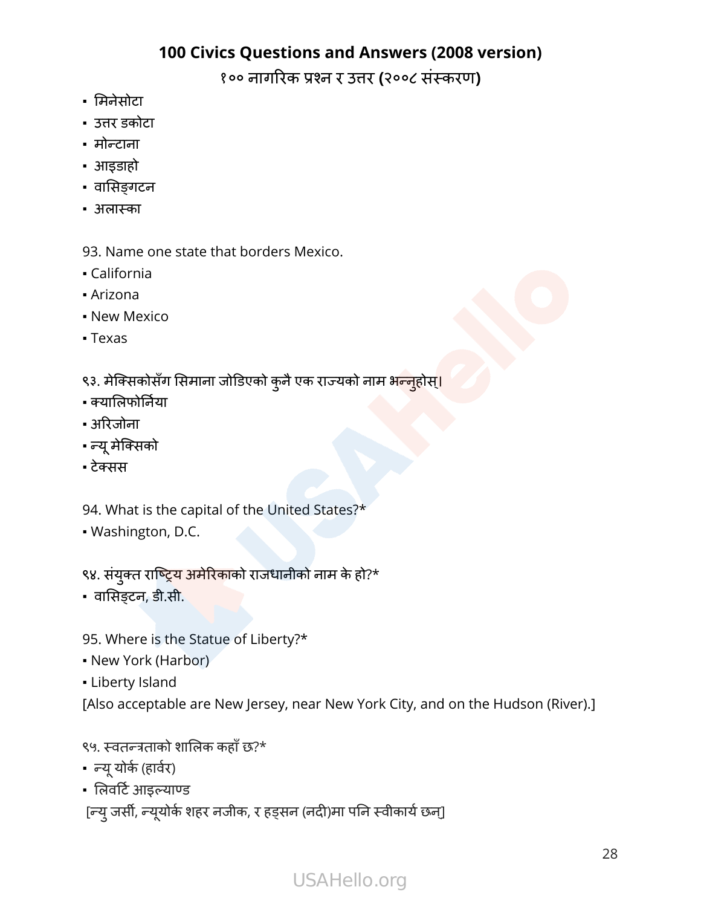## 100 Civics Questions and Answers (2008 version)

### १०० नागरिक प्रश्न र उत्तर (२००८ संस्करण)

- मिनेसोटा
- उत्तर डकोटा
- मोन्टाना
- आइडाहो
- वासिङ्गटन
- अलास्का

93. Name one state that borders Mexico.

- California
- Arizona
- New Mexico
- Texas

९३. मेक्सिकोसँग सिमाना जोडिएको कुनै एक राज्यको नाम भन्नुहोस्।

- क्यालिफोर्निया
- अरिजोना
- न्यू मेक्सिको
- टेक्सस

94. What is the capital of the United States?*

- Washington, D.C.

९४. संयुक्त राष्ट्रिय अमेरिकाको राजधानीको नाम के हो?*

- वासिङ्टन, डी.सी.

95. Where is the Statue of Liberty?*

- New York (Harbor)
- Liberty Island

[Also acceptable are New Jersey, near New York City, and on the Hudson (River).]

९५. स्वतन्त्रताको शालिक कहाँ छ?*

- न्यू योर्क (हार्वर)
- लिवर्टि आइल्याण्ड

[न्यु जर्सी, न्यूयोर्क शहर नजीक, र हड्सन (नदी)मा पनि स्वीकार्य छन्]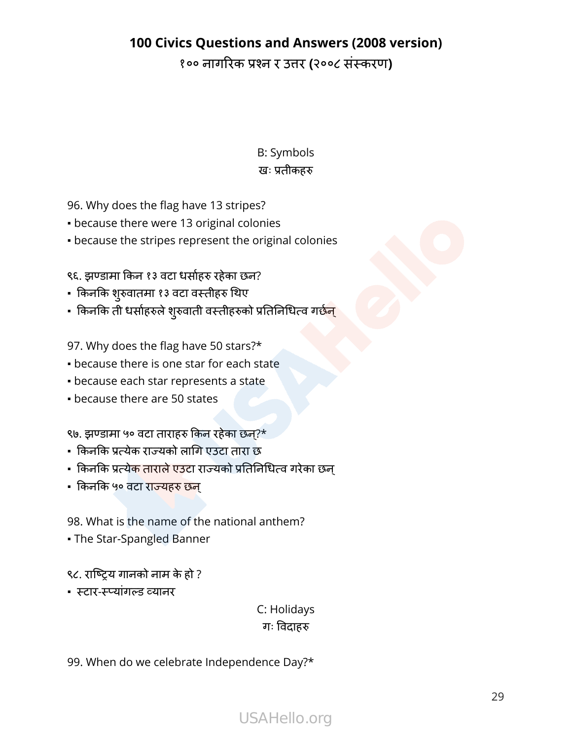B: Symbols
खः प्रतीकहरु

96. Why does the flag have 13 stripes?
- because there were 13 original colonies
- because the stripes represent the original colonies

९६. झण्डामा किन १३ वटा धर्साहरु रहेका छन?
- किनकि शुरुवातमा १३ वटा वस्तीहरु थिए
- किनकि ती धर्साहरुले शुरुवाती वस्तीहरुको प्रतिनिधित्व गर्छन्

97. Why does the flag have 50 stars?*
- because there is one star for each state
- because each star represents a state
- because there are 50 states

९७. झण्डामा ५० वटा ताराहरु किन रहेका छन्?*
- किनकि प्रत्येक राज्यको लागि एउटा तारा छ
- किनकि प्रत्येक ताराले एउटा राज्यको प्रतिनिधित्व गरेका छन्
- किनकि ५० वटा राज्यहरु छन्

98. What is the name of the national anthem?
- The Star-Spangled Banner

९८. राष्ट्रिय गानको नाम के हो ?
- स्टार-स्प्यांगल्ड व्यानर

C: Holidays
गः विदाहरु

99. When do we celebrate Independence Day?*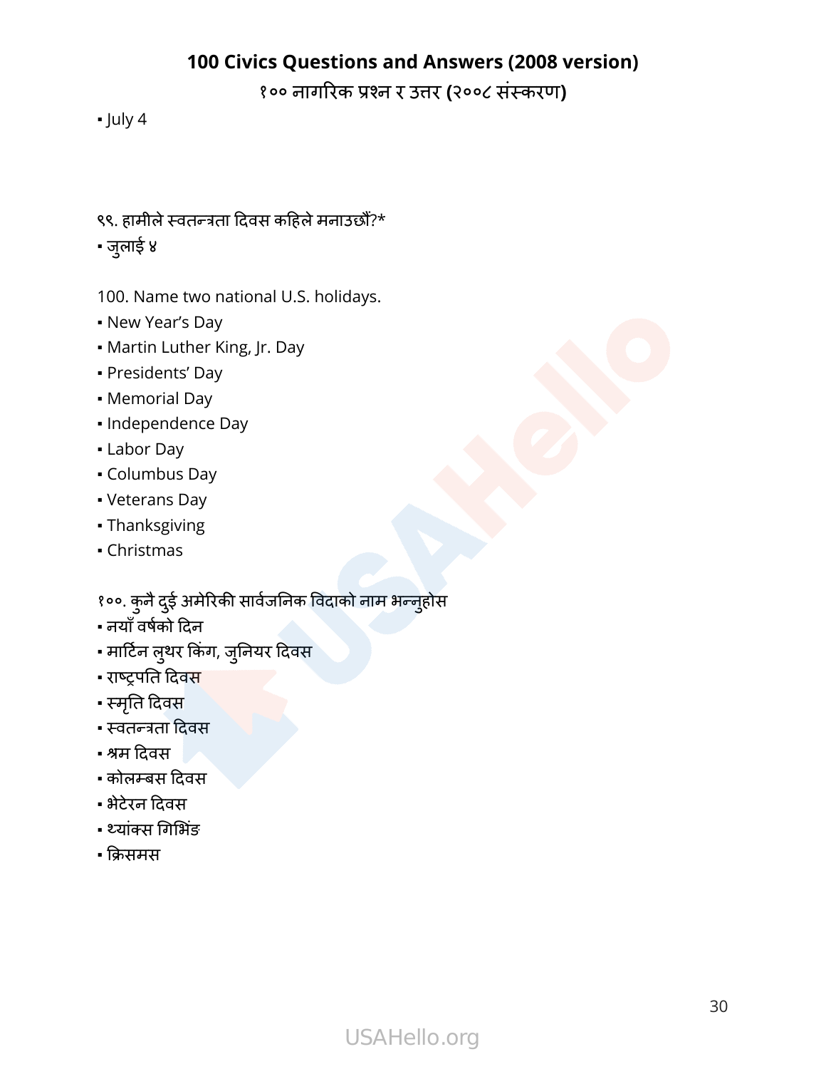▪ July 4

९९. हामीले स्वतन्त्रता दिवस कहिले मनाउछौं?*
▪ जुलाई ४

100. Name two national U.S. holidays.
▪ New Year's Day
▪ Martin Luther King, Jr. Day
▪ Presidents' Day
▪ Memorial Day
▪ Independence Day
▪ Labor Day
▪ Columbus Day
▪ Veterans Day
▪ Thanksgiving
▪ Christmas

१००. कुनै दुई अमेरिकी सार्वजनिक विदाको नाम भन्नुहोस
▪ नयाँ वर्षको दिन
▪ मार्टिन लुथर किंग, जुनियर दिवस
▪ राष्ट्रपति दिवस
▪ स्मृति दिवस
▪ स्वतन्त्रता दिवस
▪ श्रम दिवस
▪ कोलम्बस दिवस
▪ भेटेरन दिवस
▪ थ्यांक्स गिभिंङ
▪ क्रिसमस